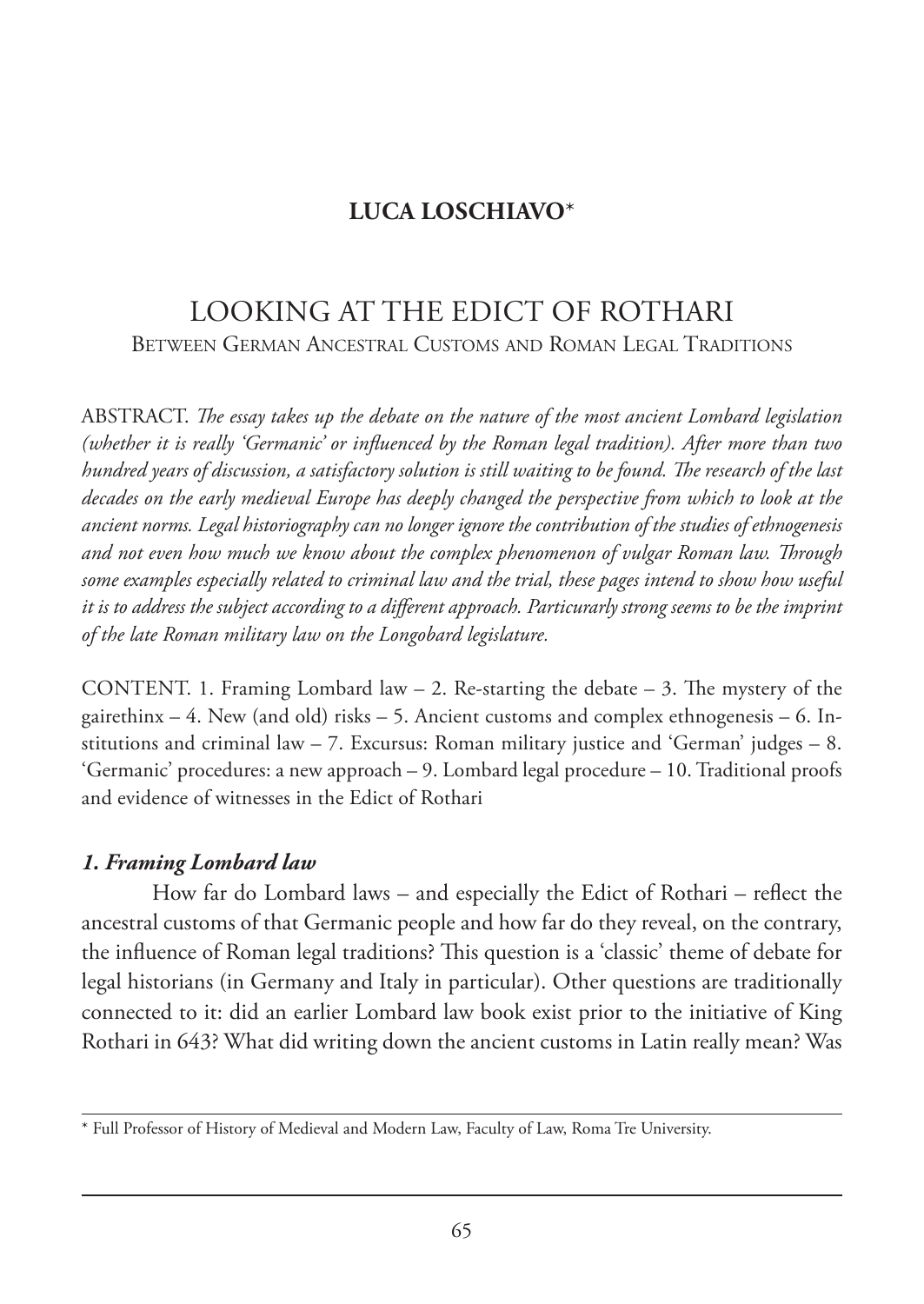**LUCA LOSCHIAVO**[*]

# LOOKING AT THE EDICT OF ROTHARI

## Between German Ancestral Customs and Roman Legal Traditions

ABSTRACT. *The essay takes up the debate on the nature of the most ancient Lombard legislation (whether it is really 'Germanic' or influenced by the Roman legal tradition). After more than two hundred years of discussion, a satisfactory solution is still waiting to be found. The research of the last decades on the early medieval Europe has deeply changed the perspective from which to look at the ancient norms. Legal historiography can no longer ignore the contribution of the studies of ethnogenesis and not even how much we know about the complex phenomenon of vulgar Roman law. Through some examples especially related to criminal law and the trial, these pages intend to show how useful it is to address the subject according to a different approach. Particularly strong seems to be the imprint of the late Roman military law on the Longobard legislature.*

CONTENT. 1. Framing Lombard law – 2. Re-starting the debate – 3. The mystery of the gairethinx – 4. New (and old) risks – 5. Ancient customs and complex ethnogenesis – 6. Institutions and criminal law – 7. Excursus: Roman military justice and 'German' judges – 8. 'Germanic' procedures: a new approach – 9. Lombard legal procedure – 10. Traditional proofs and evidence of witnesses in the Edict of Rothari

### *1. Framing Lombard law*

How far do Lombard laws – and especially the Edict of Rothari – reflect the ancestral customs of that Germanic people and how far do they reveal, on the contrary, the influence of Roman legal traditions? This question is a 'classic' theme of debate for legal historians (in Germany and Italy in particular). Other questions are traditionally connected to it: did an earlier Lombard law book exist prior to the initiative of King Rothari in 643? What did writing down the ancient customs in Latin really mean? Was

---

[*] Full Professor of History of Medieval and Modern Law, Faculty of Law, Roma Tre University.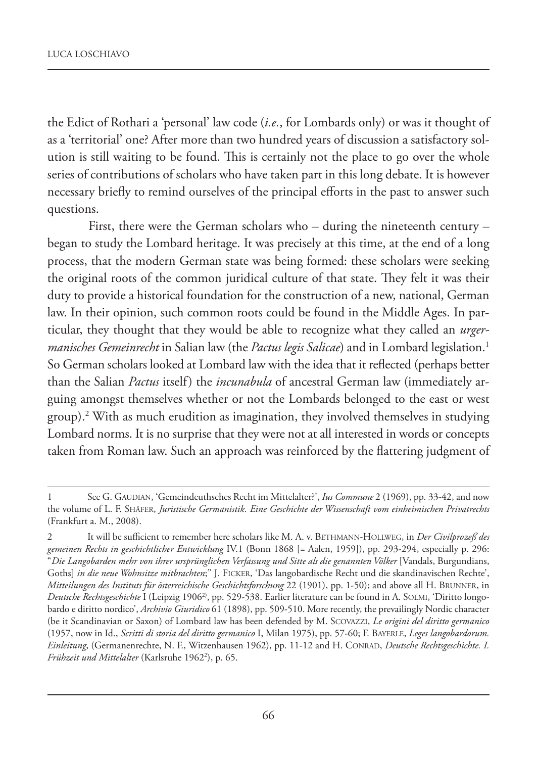the Edict of Rothari a 'personal' law code (*i.e.*, for Lombards only) or was it thought of as a 'territorial' one? After more than two hundred years of discussion a satisfactory solution is still waiting to be found. This is certainly not the place to go over the whole series of contributions of scholars who have taken part in this long debate. It is however necessary briefly to remind ourselves of the principal efforts in the past to answer such questions.

First, there were the German scholars who – during the nineteenth century – began to study the Lombard heritage. It was precisely at this time, at the end of a long process, that the modern German state was being formed: these scholars were seeking the original roots of the common juridical culture of that state. They felt it was their duty to provide a historical foundation for the construction of a new, national, German law. In their opinion, such common roots could be found in the Middle Ages. In particular, they thought that they would be able to recognize what they called an *urgermanisches Gemeinrecht* in Salian law (the *Pactus legis Salicae*) and in Lombard legislation.[1] So German scholars looked at Lombard law with the idea that it reflected (perhaps better than the Salian *Pactus* itself) the *incunabula* of ancestral German law (immediately arguing amongst themselves whether or not the Lombards belonged to the east or west group).[2] With as much erudition as imagination, they involved themselves in studying Lombard norms. It is no surprise that they were not at all interested in words or concepts taken from Roman law. Such an approach was reinforced by the flattering judgment of

---

1 See G. Gaudian, 'Gemeindeuthsches Recht im Mittelalter?', *Ius Commune* 2 (1969), pp. 33-42, and now the volume of L. F. Shäfer, *Juristische Germanistik. Eine Geschichte der Wissenschaft vom einheimischen Privatrechts* (Frankfurt a. M., 2008).

2 It will be sufficient to remember here scholars like M. A. v. Bethmann-Hollweg, in *Der Civilprozeß des gemeinen Rechts in geschichtlicher Entwicklung* IV.1 (Bonn 1868 [= Aalen, 1959]), pp. 293-294, especially p. 296: "*Die Langobarden mehr von ihrer ursprünglichen Verfassung und Sitte als die genannten Völker* [Vandals, Burgundians, Goths] *in die neue Wohnsitze mitbrachten*;" J. Ficker, 'Das langobardische Recht und die skandinavischen Rechte', *Mitteilungen des Instituts für österreichische Geschichtsforschung* 22 (1901), pp. 1-50); and above all H. Brunner, in *Deutsche Rechtsgeschichte* I (Leipzig 1906[2]), pp. 529-538. Earlier literature can be found in A. Solmi, 'Diritto longobardo e diritto nordico', *Archivio Giuridico* 61 (1898), pp. 509-510. More recently, the prevailingly Nordic character (be it Scandinavian or Saxon) of Lombard law has been defended by M. Scovazzi, *Le origini del diritto germanico* (1957, now in Id., *Scritti di storia del diritto germanico* I, Milan 1975), pp. 57-60; F. Bayerle, *Leges langobardorum. Einleitung*, (Germanenrechte, N. F., Witzenhausen 1962), pp. 11-12 and H. Conrad, *Deutsche Rechtsgeschichte. I. Frühzeit und Mittelalter* (Karlsruhe 1962[2]), p. 65.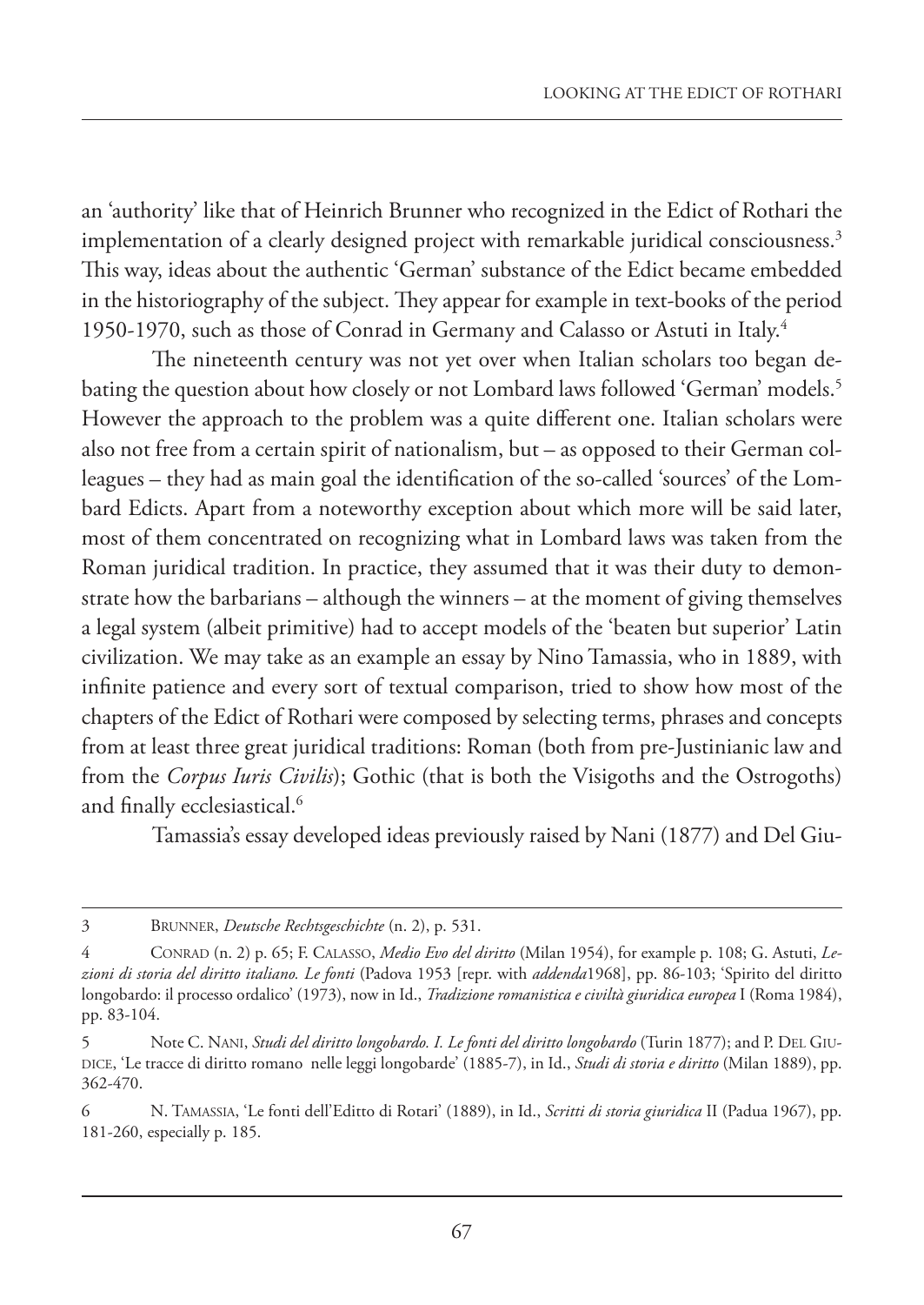an 'authority' like that of Heinrich Brunner who recognized in the Edict of Rothari the implementation of a clearly designed project with remarkable juridical consciousness.[3] This way, ideas about the authentic 'German' substance of the Edict became embedded in the historiography of the subject. They appear for example in text-books of the period 1950-1970, such as those of Conrad in Germany and Calasso or Astuti in Italy.[4]

The nineteenth century was not yet over when Italian scholars too began debating the question about how closely or not Lombard laws followed 'German' models.[5] However the approach to the problem was a quite different one. Italian scholars were also not free from a certain spirit of nationalism, but – as opposed to their German colleagues – they had as main goal the identification of the so-called 'sources' of the Lombard Edicts. Apart from a noteworthy exception about which more will be said later, most of them concentrated on recognizing what in Lombard laws was taken from the Roman juridical tradition. In practice, they assumed that it was their duty to demonstrate how the barbarians – although the winners – at the moment of giving themselves a legal system (albeit primitive) had to accept models of the 'beaten but superior' Latin civilization. We may take as an example an essay by Nino Tamassia, who in 1889, with infinite patience and every sort of textual comparison, tried to show how most of the chapters of the Edict of Rothari were composed by selecting terms, phrases and concepts from at least three great juridical traditions: Roman (both from pre-Justinianic law and from the *Corpus Iuris Civilis*); Gothic (that is both the Visigoths and the Ostrogoths) and finally ecclesiastical.[6]

Tamassia's essay developed ideas previously raised by Nani (1877) and Del Giu-

---

3 BRUNNER, *Deutsche Rechtsgeschichte* (n. 2), p. 531.

4 CONRAD (n. 2) p. 65; F. CALASSO, *Medio Evo del diritto* (Milan 1954), for example p. 108; G. Astuti, *Lezioni di storia del diritto italiano. Le fonti* (Padova 1953 [repr. with *addenda*1968], pp. 86-103; 'Spirito del diritto longobardo: il processo ordalico' (1973), now in Id., *Tradizione romanistica e civiltà giuridica europea* I (Roma 1984), pp. 83-104.

5 Note C. NANI, *Studi del diritto longobardo. I. Le fonti del diritto longobardo* (Turin 1877); and P. DEL GIUDICE, 'Le tracce di diritto romano nelle leggi longobarde' (1885-7), in Id., *Studi di storia e diritto* (Milan 1889), pp. 362-470.

6 N. TAMASSIA, 'Le fonti dell'Editto di Rotari' (1889), in Id., *Scritti di storia giuridica* II (Padua 1967), pp. 181-260, especially p. 185.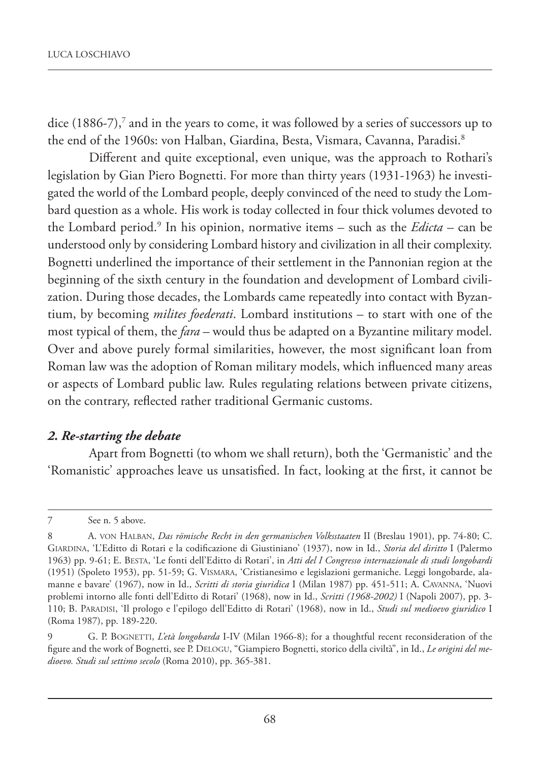dice (1886-7),[7] and in the years to come, it was followed by a series of successors up to the end of the 1960s: von Halban, Giardina, Besta, Vismara, Cavanna, Paradisi.[8]

Different and quite exceptional, even unique, was the approach to Rothari's legislation by Gian Piero Bognetti. For more than thirty years (1931-1963) he investigated the world of the Lombard people, deeply convinced of the need to study the Lombard question as a whole. His work is today collected in four thick volumes devoted to the Lombard period.[9] In his opinion, normative items – such as the *Edicta* – can be understood only by considering Lombard history and civilization in all their complexity. Bognetti underlined the importance of their settlement in the Pannonian region at the beginning of the sixth century in the foundation and development of Lombard civilization. During those decades, the Lombards came repeatedly into contact with Byzantium, by becoming *milites foederati*. Lombard institutions – to start with one of the most typical of them, the *fara* – would thus be adapted on a Byzantine military model. Over and above purely formal similarities, however, the most significant loan from Roman law was the adoption of Roman military models, which influenced many areas or aspects of Lombard public law. Rules regulating relations between private citizens, on the contrary, reflected rather traditional Germanic customs.

## *2. Re-starting the debate*

Apart from Bognetti (to whom we shall return), both the 'Germanistic' and the 'Romanistic' approaches leave us unsatisfied. In fact, looking at the first, it cannot be

---

7 See n. 5 above.

8 A. von Halban, *Das römische Recht in den germanischen Volksstaaten* II (Breslau 1901), pp. 74-80; C. Giardina, 'L'Editto di Rotari e la codificazione di Giustiniano' (1937), now in Id., *Storia del diritto* I (Palermo 1963) pp. 9-61; E. Besta, 'Le fonti dell'Editto di Rotari', in *Atti del I Congresso internazionale di studi longobardi* (1951) (Spoleto 1953), pp. 51-59; G. Vismara, 'Cristianesimo e legislazioni germaniche. Leggi longobarde, alamanne e bavare' (1967), now in Id., *Scritti di storia giuridica* I (Milan 1987) pp. 451-511; A. Cavanna, 'Nuovi problemi intorno alle fonti dell'Editto di Rotari' (1968), now in Id., *Scritti (1968-2002)* I (Napoli 2007), pp. 3-110; B. Paradisi, 'Il prologo e l'epilogo dell'Editto di Rotari' (1968), now in Id., *Studi sul medioevo giuridico* I (Roma 1987), pp. 189-220.

9 G. P. Bognetti, *L'età longobarda* I-IV (Milan 1966-8); for a thoughtful recent reconsideration of the figure and the work of Bognetti, see P. Delogu, "Giampiero Bognetti, storico della civiltà", in Id., *Le origini del medioevo. Studi sul settimo secolo* (Roma 2010), pp. 365-381.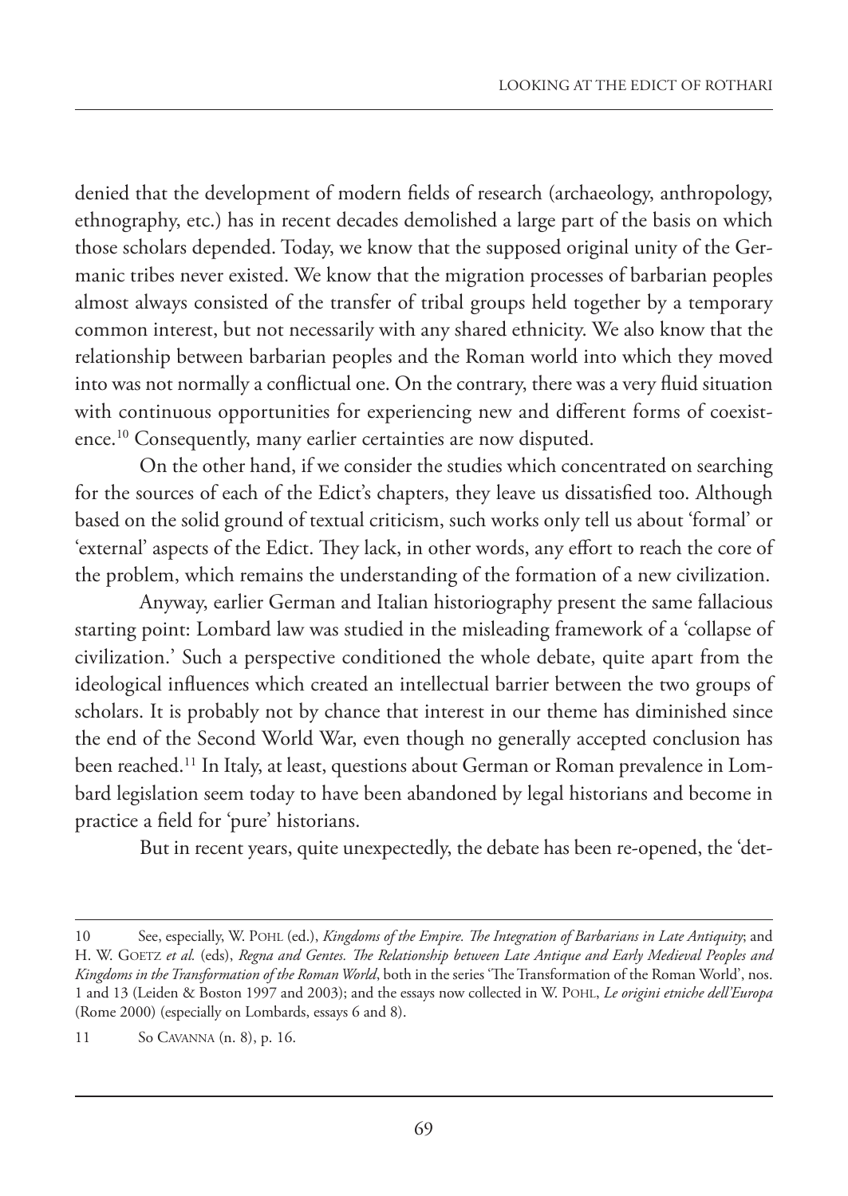denied that the development of modern fields of research (archaeology, anthropology, ethnography, etc.) has in recent decades demolished a large part of the basis on which those scholars depended. Today, we know that the supposed original unity of the Germanic tribes never existed. We know that the migration processes of barbarian peoples almost always consisted of the transfer of tribal groups held together by a temporary common interest, but not necessarily with any shared ethnicity. We also know that the relationship between barbarian peoples and the Roman world into which they moved into was not normally a conflictual one. On the contrary, there was a very fluid situation with continuous opportunities for experiencing new and different forms of coexistence.[10] Consequently, many earlier certainties are now disputed.

On the other hand, if we consider the studies which concentrated on searching for the sources of each of the Edict's chapters, they leave us dissatisfied too. Although based on the solid ground of textual criticism, such works only tell us about 'formal' or 'external' aspects of the Edict. They lack, in other words, any effort to reach the core of the problem, which remains the understanding of the formation of a new civilization.

Anyway, earlier German and Italian historiography present the same fallacious starting point: Lombard law was studied in the misleading framework of a 'collapse of civilization.' Such a perspective conditioned the whole debate, quite apart from the ideological influences which created an intellectual barrier between the two groups of scholars. It is probably not by chance that interest in our theme has diminished since the end of the Second World War, even though no generally accepted conclusion has been reached.[11] In Italy, at least, questions about German or Roman prevalence in Lombard legislation seem today to have been abandoned by legal historians and become in practice a field for 'pure' historians.

But in recent years, quite unexpectedly, the debate has been re-opened, the 'det-

---

10 See, especially, W. Pohl (ed.), *Kingdoms of the Empire. The Integration of Barbarians in Late Antiquity*; and H. W. Goetz *et al.* (eds), *Regna and Gentes. The Relationship between Late Antique and Early Medieval Peoples and Kingdoms in the Transformation of the Roman World*, both in the series 'The Transformation of the Roman World', nos. 1 and 13 (Leiden & Boston 1997 and 2003); and the essays now collected in W. Pohl, *Le origini etniche dell'Europa* (Rome 2000) (especially on Lombards, essays 6 and 8).

11 So Cavanna (n. 8), p. 16.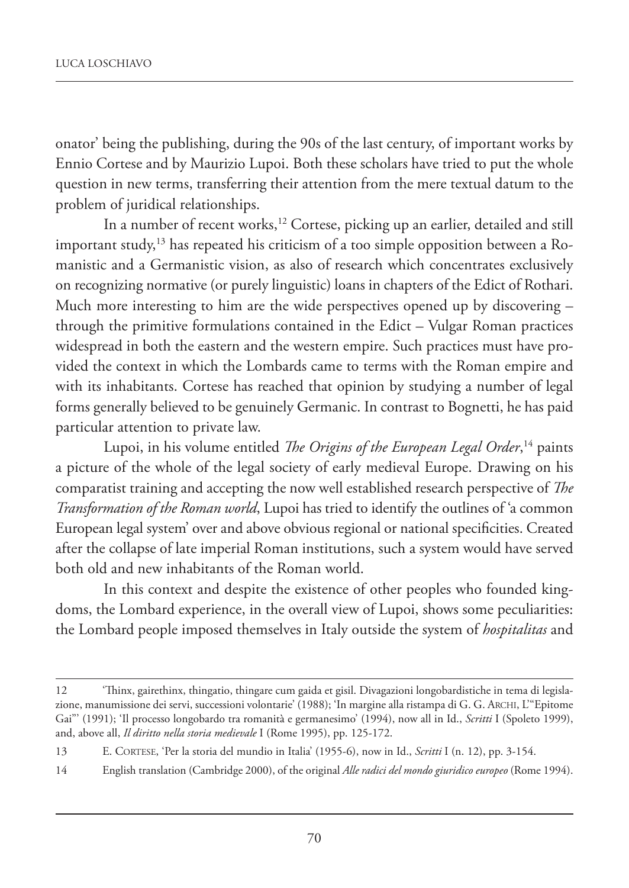onator' being the publishing, during the 90s of the last century, of important works by Ennio Cortese and by Maurizio Lupoi. Both these scholars have tried to put the whole question in new terms, transferring their attention from the mere textual datum to the problem of juridical relationships.

In a number of recent works,[12] Cortese, picking up an earlier, detailed and still important study,[13] has repeated his criticism of a too simple opposition between a Romanistic and a Germanistic vision, as also of research which concentrates exclusively on recognizing normative (or purely linguistic) loans in chapters of the Edict of Rothari. Much more interesting to him are the wide perspectives opened up by discovering – through the primitive formulations contained in the Edict – Vulgar Roman practices widespread in both the eastern and the western empire. Such practices must have provided the context in which the Lombards came to terms with the Roman empire and with its inhabitants. Cortese has reached that opinion by studying a number of legal forms generally believed to be genuinely Germanic. In contrast to Bognetti, he has paid particular attention to private law.

Lupoi, in his volume entitled *The Origins of the European Legal Order*,[14] paints a picture of the whole of the legal society of early medieval Europe. Drawing on his comparatist training and accepting the now well established research perspective of *The Transformation of the Roman world*, Lupoi has tried to identify the outlines of 'a common European legal system' over and above obvious regional or national specificities. Created after the collapse of late imperial Roman institutions, such a system would have served both old and new inhabitants of the Roman world.

In this context and despite the existence of other peoples who founded kingdoms, the Lombard experience, in the overall view of Lupoi, shows some peculiarities: the Lombard people imposed themselves in Italy outside the system of *hospitalitas* and

---

12 'Thinx, gairethinx, thingatio, thingare cum gaida et gisil. Divagazioni longobardistiche in tema di legislazione, manumissione dei servi, successioni volontarie' (1988); 'In margine alla ristampa di G. G. ARCHI, L'"Epitome Gai"' (1991); 'Il processo longobardo tra romanità e germanesimo' (1994), now all in Id., *Scritti* I (Spoleto 1999), and, above all, *Il diritto nella storia medievale* I (Rome 1995), pp. 125-172.

13 E. CORTESE, 'Per la storia del mundio in Italia' (1955-6), now in Id., *Scritti* I (n. 12), pp. 3-154.

14 English translation (Cambridge 2000), of the original *Alle radici del mondo giuridico europeo* (Rome 1994).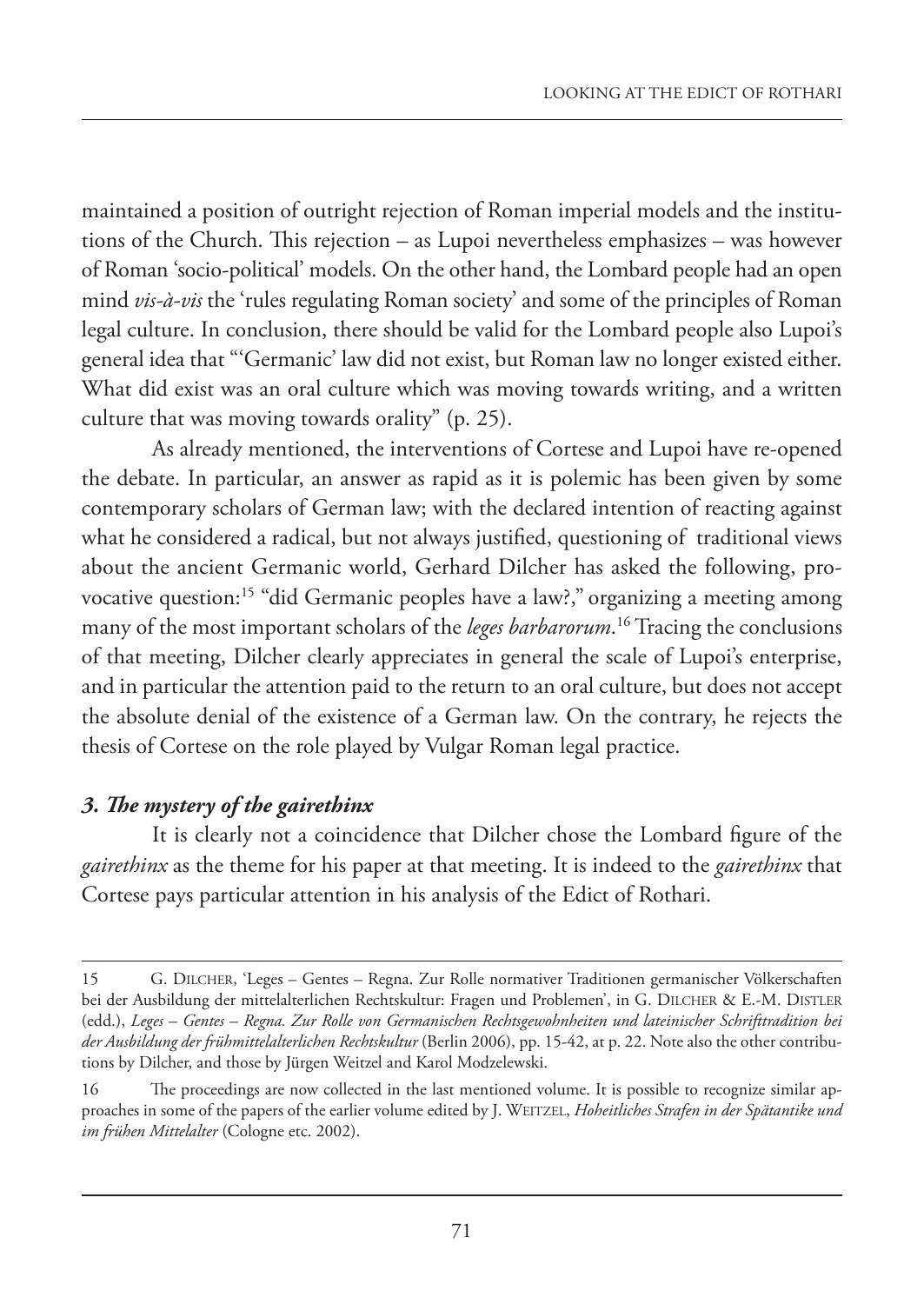maintained a position of outright rejection of Roman imperial models and the institutions of the Church. This rejection – as Lupoi nevertheless emphasizes – was however of Roman 'socio-political' models. On the other hand, the Lombard people had an open mind *vis-à-vis* the 'rules regulating Roman society' and some of the principles of Roman legal culture. In conclusion, there should be valid for the Lombard people also Lupoi's general idea that "'Germanic' law did not exist, but Roman law no longer existed either. What did exist was an oral culture which was moving towards writing, and a written culture that was moving towards orality" (p. 25).

As already mentioned, the interventions of Cortese and Lupoi have re-opened the debate. In particular, an answer as rapid as it is polemic has been given by some contemporary scholars of German law; with the declared intention of reacting against what he considered a radical, but not always justified, questioning of traditional views about the ancient Germanic world, Gerhard Dilcher has asked the following, provocative question:[15] "did Germanic peoples have a law?," organizing a meeting among many of the most important scholars of the *leges barbarorum*.[16] Tracing the conclusions of that meeting, Dilcher clearly appreciates in general the scale of Lupoi's enterprise, and in particular the attention paid to the return to an oral culture, but does not accept the absolute denial of the existence of a German law. On the contrary, he rejects the thesis of Cortese on the role played by Vulgar Roman legal practice.

### *3. The mystery of the gairethinx*

It is clearly not a coincidence that Dilcher chose the Lombard figure of the *gairethinx* as the theme for his paper at that meeting. It is indeed to the *gairethinx* that Cortese pays particular attention in his analysis of the Edict of Rothari.

---

15 G. Dilcher, 'Leges – Gentes – Regna. Zur Rolle normativer Traditionen germanischer Völkerschaften bei der Ausbildung der mittelalterlichen Rechtskultur: Fragen und Problemen', in G. Dilcher & E.-M. Distler (edd.), *Leges – Gentes – Regna. Zur Rolle von Germanischen Rechtsgewohnheiten und lateinischer Schrifttradition bei der Ausbildung der frühmittelalterlichen Rechtskultur* (Berlin 2006), pp. 15-42, at p. 22. Note also the other contributions by Dilcher, and those by Jürgen Weitzel and Karol Modzelewski.

16 The proceedings are now collected in the last mentioned volume. It is possible to recognize similar approaches in some of the papers of the earlier volume edited by J. Weitzel, *Hoheitliches Strafen in der Spätantike und im frühen Mittelalter* (Cologne etc. 2002).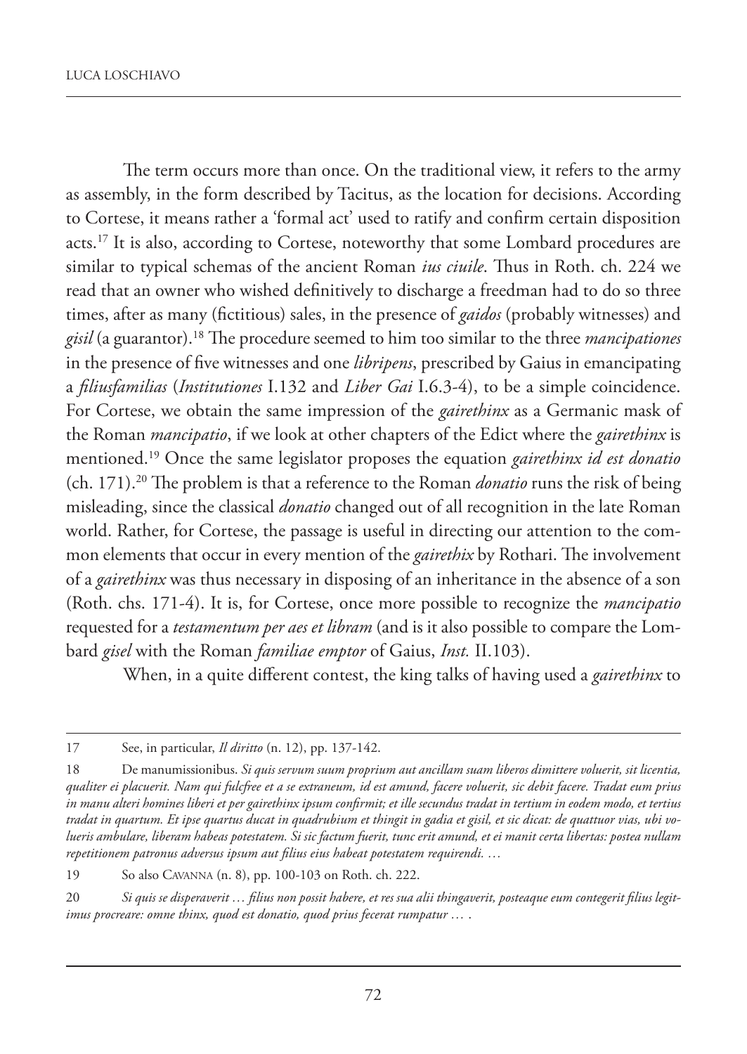The term occurs more than once. On the traditional view, it refers to the army as assembly, in the form described by Tacitus, as the location for decisions. According to Cortese, it means rather a 'formal act' used to ratify and confirm certain disposition acts.[17] It is also, according to Cortese, noteworthy that some Lombard procedures are similar to typical schemas of the ancient Roman *ius ciuile*. Thus in Roth. ch. 224 we read that an owner who wished definitively to discharge a freedman had to do so three times, after as many (fictitious) sales, in the presence of *gaidos* (probably witnesses) and *gisil* (a guarantor).[18] The procedure seemed to him too similar to the three *mancipationes* in the presence of five witnesses and one *libripens*, prescribed by Gaius in emancipating a *filiusfamilias* (*Institutiones* I.132 and *Liber Gai* I.6.3-4), to be a simple coincidence. For Cortese, we obtain the same impression of the *gairethinx* as a Germanic mask of the Roman *mancipatio*, if we look at other chapters of the Edict where the *gairethinx* is mentioned.[19] Once the same legislator proposes the equation *gairethinx id est donatio* (ch. 171).[20] The problem is that a reference to the Roman *donatio* runs the risk of being misleading, since the classical *donatio* changed out of all recognition in the late Roman world. Rather, for Cortese, the passage is useful in directing our attention to the common elements that occur in every mention of the *gairethix* by Rothari. The involvement of a *gairethinx* was thus necessary in disposing of an inheritance in the absence of a son (Roth. chs. 171-4). It is, for Cortese, once more possible to recognize the *mancipatio* requested for a *testamentum per aes et libram* (and is it also possible to compare the Lombard *gisel* with the Roman *familiae emptor* of Gaius, *Inst.* II.103).

When, in a quite different contest, the king talks of having used a *gairethinx* to

---

17 See, in particular, *Il diritto* (n. 12), pp. 137-142.

18 De manumissionibus. *Si quis servum suum proprium aut ancillam suam liberos dimittere voluerit, sit licentia, qualiter ei placuerit. Nam qui fulcfree et a se extraneum, id est amund, facere voluerit, sic debit facere. Tradat eum prius in manu alteri homines liberi et per gairethinx ipsum confirmit; et ille secundus tradat in tertium in eodem modo, et tertius tradat in quartum. Et ipse quartus ducat in quadrubium et thingit in gadia et gisil, et sic dicat: de quattuor vias, ubi volueris ambulare, liberam habeas potestatem. Si sic factum fuerit, tunc erit amund, et ei manit certa libertas: postea nullam repetitionem patronus adversus ipsum aut filius eius habeat potestatem requirendi. …*

19 So also Cavanna (n. 8), pp. 100-103 on Roth. ch. 222.

20 *Si quis se disperaverit … filius non possit habere, et res sua alii thingaverit, posteaque eum contegerit filius legitimus procreare: omne thinx, quod est donatio, quod prius fecerat rumpatur … .*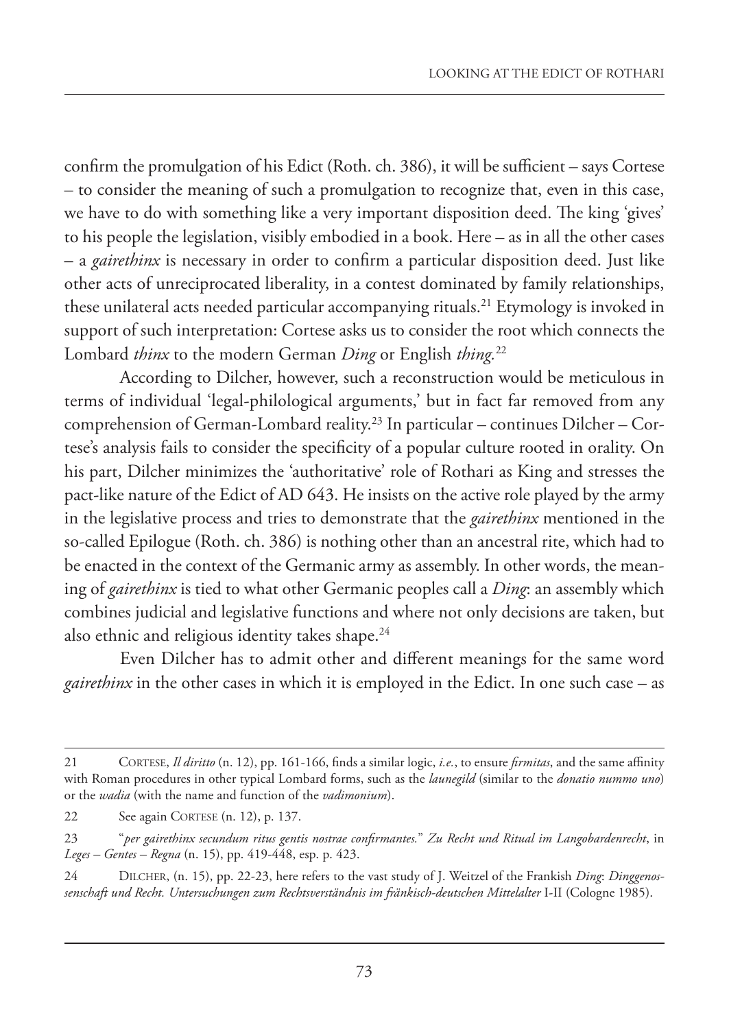confirm the promulgation of his Edict (Roth. ch. 386), it will be sufficient – says Cortese – to consider the meaning of such a promulgation to recognize that, even in this case, we have to do with something like a very important disposition deed. The king 'gives' to his people the legislation, visibly embodied in a book. Here – as in all the other cases – a *gairethinx* is necessary in order to confirm a particular disposition deed. Just like other acts of unreciprocated liberality, in a contest dominated by family relationships, these unilateral acts needed particular accompanying rituals.[21] Etymology is invoked in support of such interpretation: Cortese asks us to consider the root which connects the Lombard *thinx* to the modern German *Ding* or English *thing.*[22]

According to Dilcher, however, such a reconstruction would be meticulous in terms of individual 'legal-philological arguments,' but in fact far removed from any comprehension of German-Lombard reality.[23] In particular – continues Dilcher – Cortese's analysis fails to consider the specificity of a popular culture rooted in orality. On his part, Dilcher minimizes the 'authoritative' role of Rothari as King and stresses the pact-like nature of the Edict of AD 643. He insists on the active role played by the army in the legislative process and tries to demonstrate that the *gairethinx* mentioned in the so-called Epilogue (Roth. ch. 386) is nothing other than an ancestral rite, which had to be enacted in the context of the Germanic army as assembly. In other words, the meaning of *gairethinx* is tied to what other Germanic peoples call a *Ding*: an assembly which combines judicial and legislative functions and where not only decisions are taken, but also ethnic and religious identity takes shape.[24]

Even Dilcher has to admit other and different meanings for the same word *gairethinx* in the other cases in which it is employed in the Edict. In one such case – as

---

21 CORTESE, *Il diritto* (n. 12), pp. 161-166, finds a similar logic, *i.e.*, to ensure *firmitas*, and the same affinity with Roman procedures in other typical Lombard forms, such as the *launegild* (similar to the *donatio nummo uno*) or the *wadia* (with the name and function of the *vadimonium*).

22 See again CORTESE (n. 12), p. 137.

23 "*per gairethinx secundum ritus gentis nostrae confirmantes.*" *Zu Recht und Ritual im Langobardenrecht*, in *Leges – Gentes – Regna* (n. 15), pp. 419-448, esp. p. 423.

24 DILCHER, (n. 15), pp. 22-23, here refers to the vast study of J. Weitzel of the Frankish *Ding*: *Dinggenossenschaft und Recht. Untersuchungen zum Rechtsverständnis im fränkisch-deutschen Mittelalter* I-II (Cologne 1985).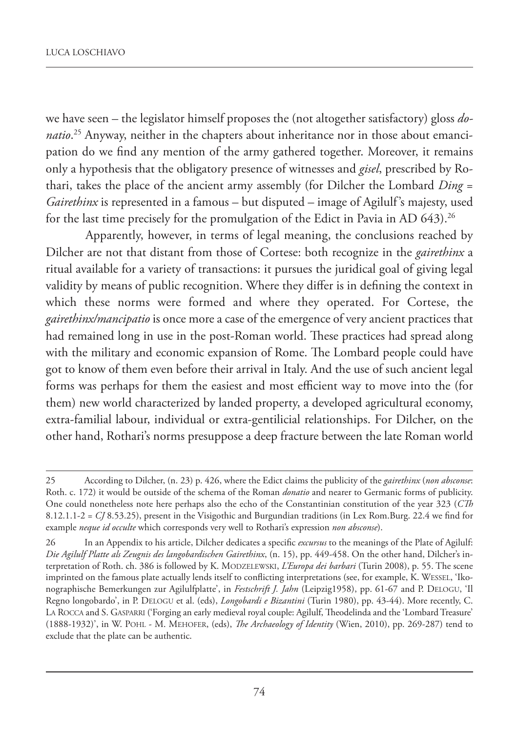we have seen – the legislator himself proposes the (not altogether satisfactory) gloss *donatio*.[25] Anyway, neither in the chapters about inheritance nor in those about emancipation do we find any mention of the army gathered together. Moreover, it remains only a hypothesis that the obligatory presence of witnesses and *gisel*, prescribed by Rothari, takes the place of the ancient army assembly (for Dilcher the Lombard *Ding* = *Gairethinx* is represented in a famous – but disputed – image of Agilulf's majesty, used for the last time precisely for the promulgation of the Edict in Pavia in AD 643).[26]

Apparently, however, in terms of legal meaning, the conclusions reached by Dilcher are not that distant from those of Cortese: both recognize in the *gairethinx* a ritual available for a variety of transactions: it pursues the juridical goal of giving legal validity by means of public recognition. Where they differ is in defining the context in which these norms were formed and where they operated. For Cortese, the *gairethinx/mancipatio* is once more a case of the emergence of very ancient practices that had remained long in use in the post-Roman world. These practices had spread along with the military and economic expansion of Rome. The Lombard people could have got to know of them even before their arrival in Italy. And the use of such ancient legal forms was perhaps for them the easiest and most efficient way to move into the (for them) new world characterized by landed property, a developed agricultural economy, extra-familial labour, individual or extra-gentilicial relationships. For Dilcher, on the other hand, Rothari's norms presuppose a deep fracture between the late Roman world

---

25 According to Dilcher, (n. 23) p. 426, where the Edict claims the publicity of the *gairethinx* (*non absconse*: Roth. c. 172) it would be outside of the schema of the Roman *donatio* and nearer to Germanic forms of publicity. One could nonetheless note here perhaps also the echo of the Constantinian constitution of the year 323 (*CTh* 8.12.1.1-2 = *CJ* 8.53.25), present in the Visigothic and Burgundian traditions (in Lex Rom.Burg. 22.4 we find for example *neque id occulte* which corresponds very well to Rothari's expression *non absconse*).

26 In an Appendix to his article, Dilcher dedicates a specific *excursus* to the meanings of the Plate of Agilulf: *Die Agilulf Platte als Zeugnis des langobardischen Gairethinx*, (n. 15), pp. 449-458. On the other hand, Dilcher's interpretation of Roth. ch. 386 is followed by K. Modzelewski, *L'Europa dei barbari* (Turin 2008), p. 55. The scene imprinted on the famous plate actually lends itself to conflicting interpretations (see, for example, K. Wessel, 'Ikonographische Bemerkungen zur Agilulfplatte', in *Festschrift J. Jahn* (Leipzig1958), pp. 61-67 and P. Delogu, 'Il Regno longobardo', in P. Delogu et al. (eds), *Longobardi e Bizantini* (Turin 1980), pp. 43-44). More recently, C. La Rocca and S. Gasparri ('Forging an early medieval royal couple: Agilulf, Theodelinda and the 'Lombard Treasure' (1888-1932)', in W. Pohl - M. Mehofer, (eds), *The Archaeology of Identity* (Wien, 2010), pp. 269-287) tend to exclude that the plate can be authentic.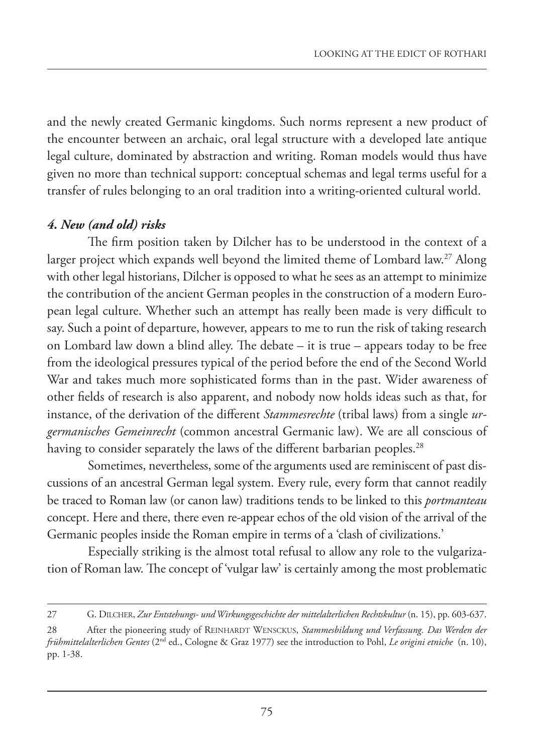and the newly created Germanic kingdoms. Such norms represent a new product of the encounter between an archaic, oral legal structure with a developed late antique legal culture, dominated by abstraction and writing. Roman models would thus have given no more than technical support: conceptual schemas and legal terms useful for a transfer of rules belonging to an oral tradition into a writing-oriented cultural world.

### *4. New (and old) risks*

The firm position taken by Dilcher has to be understood in the context of a larger project which expands well beyond the limited theme of Lombard law.[27] Along with other legal historians, Dilcher is opposed to what he sees as an attempt to minimize the contribution of the ancient German peoples in the construction of a modern European legal culture. Whether such an attempt has really been made is very difficult to say. Such a point of departure, however, appears to me to run the risk of taking research on Lombard law down a blind alley. The debate – it is true – appears today to be free from the ideological pressures typical of the period before the end of the Second World War and takes much more sophisticated forms than in the past. Wider awareness of other fields of research is also apparent, and nobody now holds ideas such as that, for instance, of the derivation of the different *Stammesrechte* (tribal laws) from a single *urgermanisches Gemeinrecht* (common ancestral Germanic law). We are all conscious of having to consider separately the laws of the different barbarian peoples.[28]

Sometimes, nevertheless, some of the arguments used are reminiscent of past discussions of an ancestral German legal system. Every rule, every form that cannot readily be traced to Roman law (or canon law) traditions tends to be linked to this *portmanteau* concept. Here and there, there even re-appear echos of the old vision of the arrival of the Germanic peoples inside the Roman empire in terms of a 'clash of civilizations.'

Especially striking is the almost total refusal to allow any role to the vulgarization of Roman law. The concept of 'vulgar law' is certainly among the most problematic

---

27 G. Dilcher, *Zur Entstehungs- und Wirkungsgeschichte der mittelalterlichen Rechtskultur* (n. 15), pp. 603-637.

28 After the pioneering study of Reinhardt Wensckus, *Stammesbildung und Verfassung. Das Werden der frühmittelalterlichen Gentes* (2nd ed., Cologne & Graz 1977) see the introduction to Pohl, *Le origini etniche* (n. 10), pp. 1-38.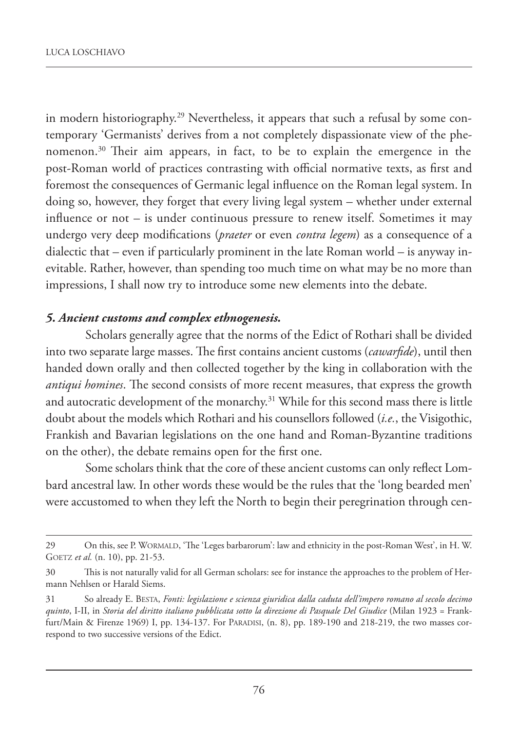in modern historiography.[29] Nevertheless, it appears that such a refusal by some contemporary 'Germanists' derives from a not completely dispassionate view of the phenomenon.[30] Their aim appears, in fact, to be to explain the emergence in the post-Roman world of practices contrasting with official normative texts, as first and foremost the consequences of Germanic legal influence on the Roman legal system. In doing so, however, they forget that every living legal system – whether under external influence or not – is under continuous pressure to renew itself. Sometimes it may undergo very deep modifications (*praeter* or even *contra legem*) as a consequence of a dialectic that – even if particularly prominent in the late Roman world – is anyway inevitable. Rather, however, than spending too much time on what may be no more than impressions, I shall now try to introduce some new elements into the debate.

### *5. Ancient customs and complex ethnogenesis.*

Scholars generally agree that the norms of the Edict of Rothari shall be divided into two separate large masses. The first contains ancient customs (*cawarfide*), until then handed down orally and then collected together by the king in collaboration with the *antiqui homines*. The second consists of more recent measures, that express the growth and autocratic development of the monarchy.[31] While for this second mass there is little doubt about the models which Rothari and his counsellors followed (*i.e.*, the Visigothic, Frankish and Bavarian legislations on the one hand and Roman-Byzantine traditions on the other), the debate remains open for the first one.

Some scholars think that the core of these ancient customs can only reflect Lombard ancestral law. In other words these would be the rules that the 'long bearded men' were accustomed to when they left the North to begin their peregrination through cen-

---

29 On this, see P. WORMALD, 'The 'Leges barbarorum': law and ethnicity in the post-Roman West', in H. W. GOETZ *et al.* (n. 10), pp. 21-53.

30 This is not naturally valid for all German scholars: see for instance the approaches to the problem of Hermann Nehlsen or Harald Siems.

31 So already E. BESTA, *Fonti: legislazione e scienza giuridica dalla caduta dell'impero romano al secolo decimo quinto*, I-II, in *Storia del diritto italiano pubblicata sotto la direzione di Pasquale Del Giudice* (Milan 1923 = Frankfurt/Main & Firenze 1969) I, pp. 134-137. For PARADISI, (n. 8), pp. 189-190 and 218-219, the two masses correspond to two successive versions of the Edict.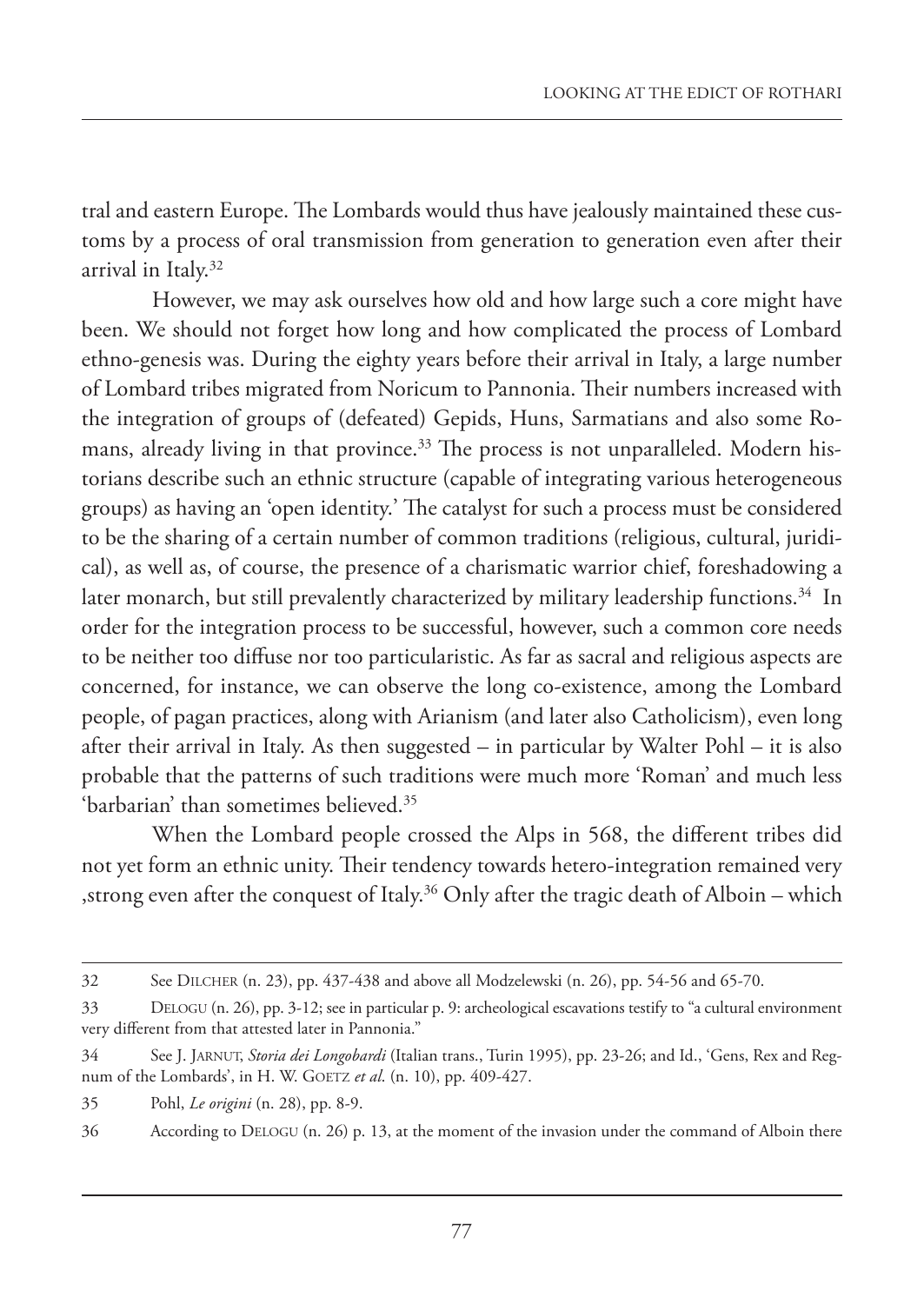tral and eastern Europe. The Lombards would thus have jealously maintained these customs by a process of oral transmission from generation to generation even after their arrival in Italy.[32]

However, we may ask ourselves how old and how large such a core might have been. We should not forget how long and how complicated the process of Lombard ethno-genesis was. During the eighty years before their arrival in Italy, a large number of Lombard tribes migrated from Noricum to Pannonia. Their numbers increased with the integration of groups of (defeated) Gepids, Huns, Sarmatians and also some Romans, already living in that province.[33] The process is not unparalleled. Modern historians describe such an ethnic structure (capable of integrating various heterogeneous groups) as having an 'open identity.' The catalyst for such a process must be considered to be the sharing of a certain number of common traditions (religious, cultural, juridical), as well as, of course, the presence of a charismatic warrior chief, foreshadowing a later monarch, but still prevalently characterized by military leadership functions.[34] In order for the integration process to be successful, however, such a common core needs to be neither too diffuse nor too particularistic. As far as sacral and religious aspects are concerned, for instance, we can observe the long co-existence, among the Lombard people, of pagan practices, along with Arianism (and later also Catholicism), even long after their arrival in Italy. As then suggested – in particular by Walter Pohl – it is also probable that the patterns of such traditions were much more 'Roman' and much less 'barbarian' than sometimes believed.[35]

When the Lombard people crossed the Alps in 568, the different tribes did not yet form an ethnic unity. Their tendency towards hetero-integration remained very ,strong even after the conquest of Italy.[36] Only after the tragic death of Alboin – which

---

32 See DILCHER (n. 23), pp. 437-438 and above all Modzelewski (n. 26), pp. 54-56 and 65-70.

33 DELOGU (n. 26), pp. 3-12; see in particular p. 9: archeological escavations testify to "a cultural environment very different from that attested later in Pannonia."

34 See J. JARNUT, *Storia dei Longobardi* (Italian trans., Turin 1995), pp. 23-26; and Id., 'Gens, Rex and Regnum of the Lombards', in H. W. GOETZ *et al.* (n. 10), pp. 409-427.

35 Pohl, *Le origini* (n. 28), pp. 8-9.

36 According to DELOGU (n. 26) p. 13, at the moment of the invasion under the command of Alboin there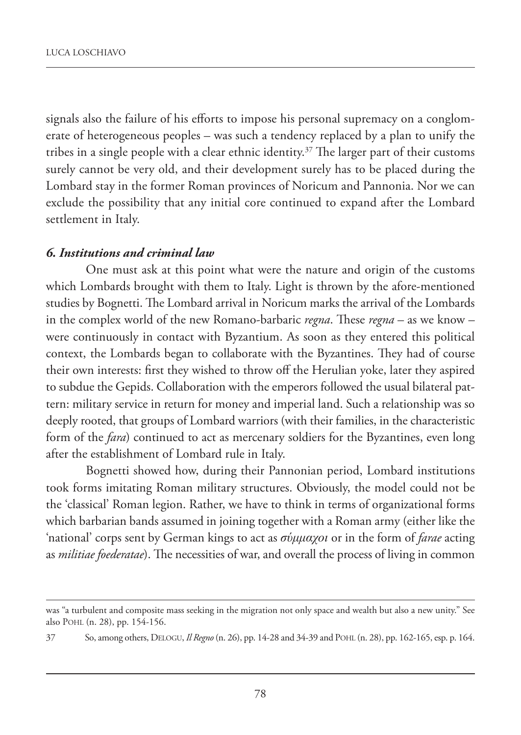signals also the failure of his efforts to impose his personal supremacy on a conglomerate of heterogeneous peoples – was such a tendency replaced by a plan to unify the tribes in a single people with a clear ethnic identity.[37] The larger part of their customs surely cannot be very old, and their development surely has to be placed during the Lombard stay in the former Roman provinces of Noricum and Pannonia. Nor we can exclude the possibility that any initial core continued to expand after the Lombard settlement in Italy.

### *6. Institutions and criminal law*

One must ask at this point what were the nature and origin of the customs which Lombards brought with them to Italy. Light is thrown by the afore-mentioned studies by Bognetti. The Lombard arrival in Noricum marks the arrival of the Lombards in the complex world of the new Romano-barbaric *regna*. These *regna* – as we know – were continuously in contact with Byzantium. As soon as they entered this political context, the Lombards began to collaborate with the Byzantines. They had of course their own interests: first they wished to throw off the Herulian yoke, later they aspired to subdue the Gepids. Collaboration with the emperors followed the usual bilateral pattern: military service in return for money and imperial land. Such a relationship was so deeply rooted, that groups of Lombard warriors (with their families, in the characteristic form of the *fara*) continued to act as mercenary soldiers for the Byzantines, even long after the establishment of Lombard rule in Italy.

Bognetti showed how, during their Pannonian period, Lombard institutions took forms imitating Roman military structures. Obviously, the model could not be the 'classical' Roman legion. Rather, we have to think in terms of organizational forms which barbarian bands assumed in joining together with a Roman army (either like the 'national' corps sent by German kings to act as *σύμμαχοι* or in the form of *farae* acting as *militiae foederatae*). The necessities of war, and overall the process of living in common

---

was "a turbulent and composite mass seeking in the migration not only space and wealth but also a new unity." See also POHL (n. 28), pp. 154-156.

37 So, among others, DELOGU, *Il Regno* (n. 26), pp. 14-28 and 34-39 and POHL (n. 28), pp. 162-165, esp. p. 164.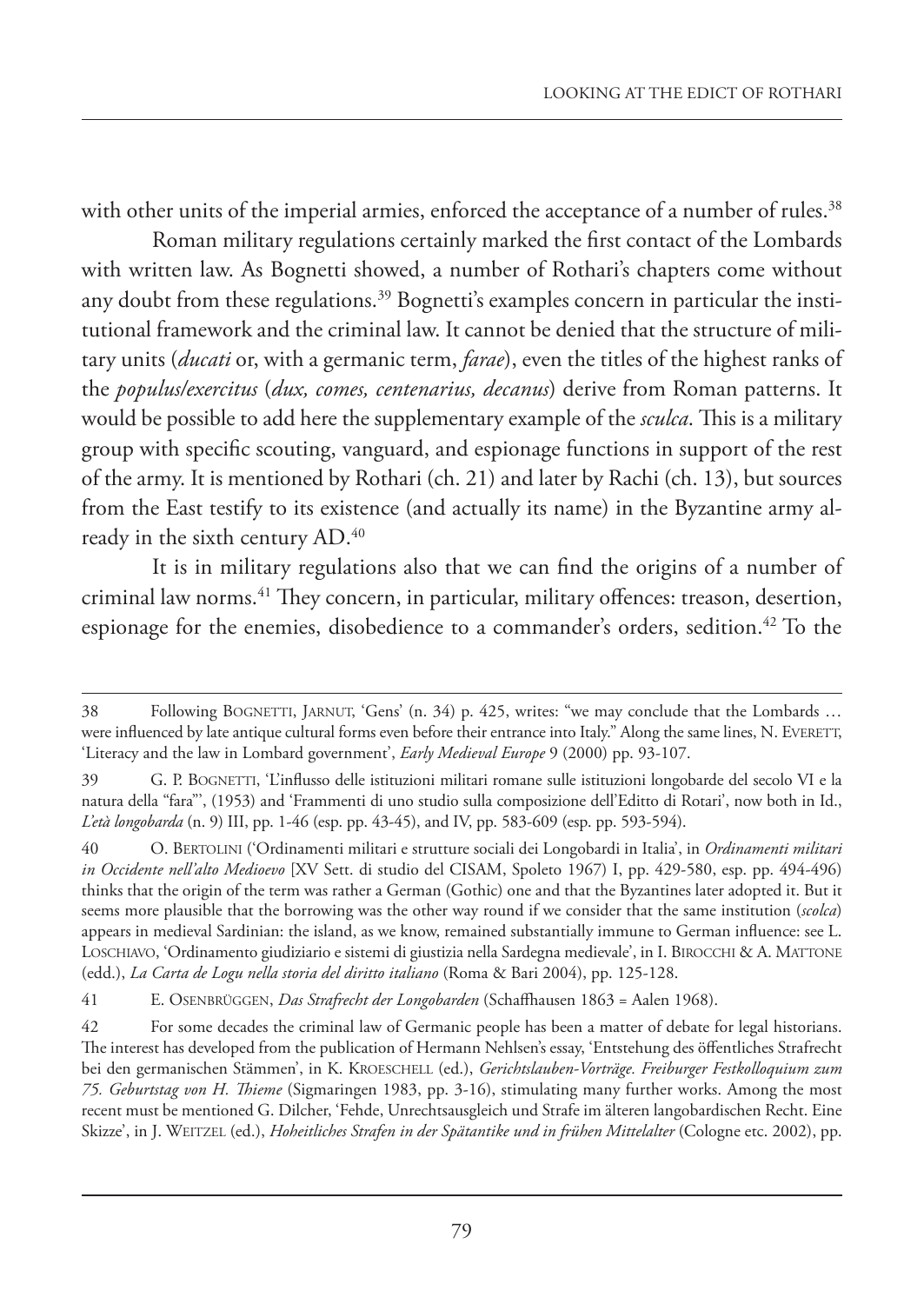with other units of the imperial armies, enforced the acceptance of a number of rules.[38]

Roman military regulations certainly marked the first contact of the Lombards with written law. As Bognetti showed, a number of Rothari's chapters come without any doubt from these regulations.[39] Bognetti's examples concern in particular the institutional framework and the criminal law. It cannot be denied that the structure of military units (*ducati* or, with a germanic term, *farae*), even the titles of the highest ranks of the *populus/exercitus* (*dux, comes, centenarius, decanus*) derive from Roman patterns. It would be possible to add here the supplementary example of the *sculca*. This is a military group with specific scouting, vanguard, and espionage functions in support of the rest of the army. It is mentioned by Rothari (ch. 21) and later by Rachi (ch. 13), but sources from the East testify to its existence (and actually its name) in the Byzantine army already in the sixth century AD.[40]

It is in military regulations also that we can find the origins of a number of criminal law norms.[41] They concern, in particular, military offences: treason, desertion, espionage for the enemies, disobedience to a commander's orders, sedition.[42] To the

---

38 Following Bognetti, Jarnut, 'Gens' (n. 34) p. 425, writes: "we may conclude that the Lombards … were influenced by late antique cultural forms even before their entrance into Italy." Along the same lines, N. Everett, 'Literacy and the law in Lombard government', *Early Medieval Europe* 9 (2000) pp. 93-107.

39 G. P. Bognetti, 'L'influsso delle istituzioni militari romane sulle istituzioni longobarde del secolo VI e la natura della "fara"', (1953) and 'Frammenti di uno studio sulla composizione dell'Editto di Rotari', now both in Id., *L'età longobarda* (n. 9) III, pp. 1-46 (esp. pp. 43-45), and IV, pp. 583-609 (esp. pp. 593-594).

40 O. Bertolini ('Ordinamenti militari e strutture sociali dei Longobardi in Italia', in *Ordinamenti militari in Occidente nell'alto Medioevo* [XV Sett. di studio del CISAM, Spoleto 1967) I, pp. 429-580, esp. pp. 494-496) thinks that the origin of the term was rather a German (Gothic) one and that the Byzantines later adopted it. But it seems more plausible that the borrowing was the other way round if we consider that the same institution (*scolca*) appears in medieval Sardinian: the island, as we know, remained substantially immune to German influence: see L. Loschiavo, 'Ordinamento giudiziario e sistemi di giustizia nella Sardegna medievale', in I. Birocchi & A. Mattone (edd.), *La Carta de Logu nella storia del diritto italiano* (Roma & Bari 2004), pp. 125-128.

41 E. Osenbrüggen, *Das Strafrecht der Longobarden* (Schaffhausen 1863 = Aalen 1968).

42 For some decades the criminal law of Germanic people has been a matter of debate for legal historians. The interest has developed from the publication of Hermann Nehlsen's essay, 'Entstehung des öffentliches Strafrecht bei den germanischen Stämmen', in K. Kroeschell (ed.), *Gerichtslauben-Vorträge. Freiburger Festkolloquium zum 75. Geburtstag von H. Thieme* (Sigmaringen 1983, pp. 3-16), stimulating many further works. Among the most recent must be mentioned G. Dilcher, 'Fehde, Unrechtsausgleich und Strafe im älteren langobardischen Recht. Eine Skizze', in J. Weitzel (ed.), *Hoheitliches Strafen in der Spätantike und in frühen Mittelalter* (Cologne etc. 2002), pp.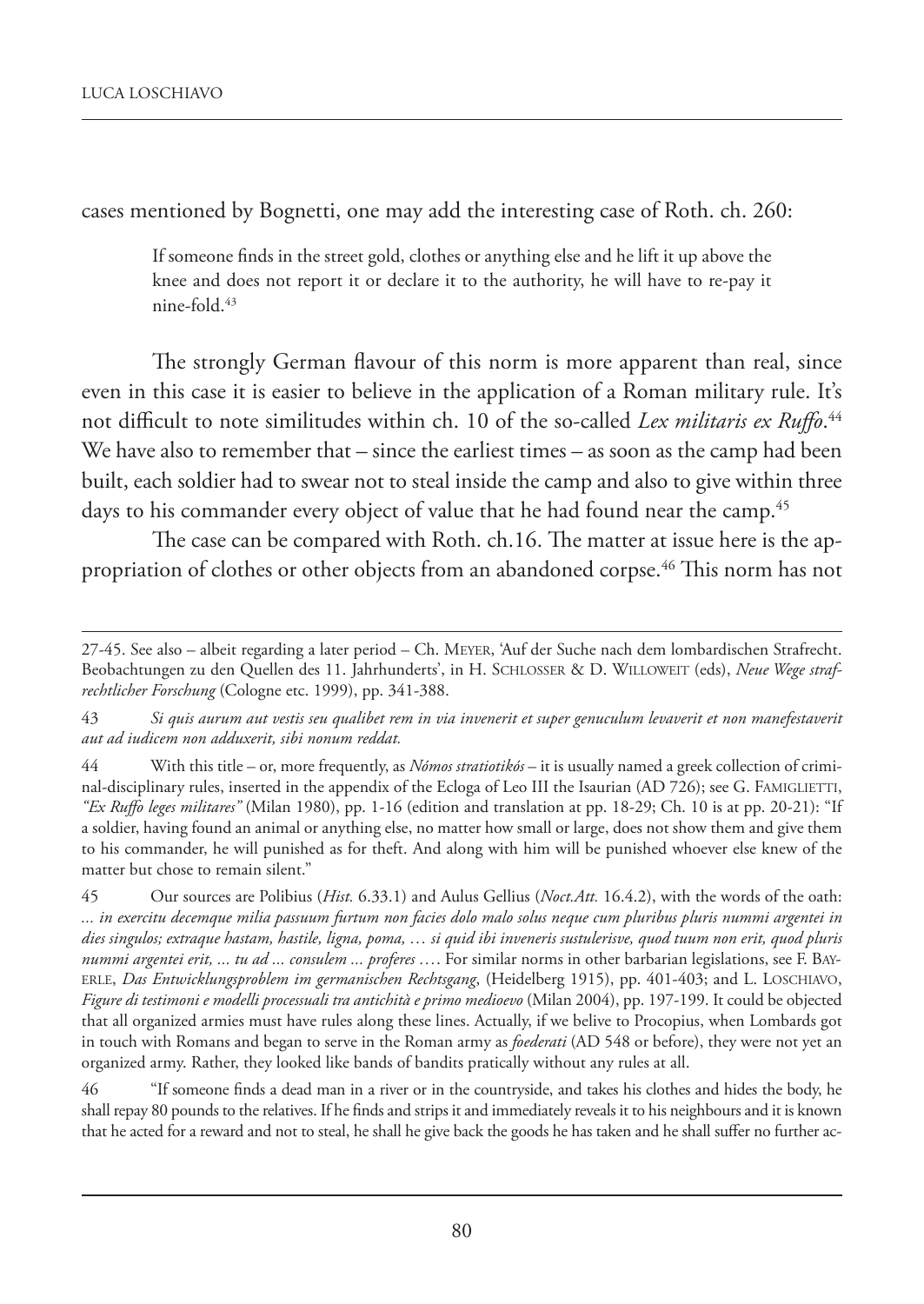cases mentioned by Bognetti, one may add the interesting case of Roth. ch. 260:

> If someone finds in the street gold, clothes or anything else and he lift it up above the knee and does not report it or declare it to the authority, he will have to re-pay it nine-fold.[43]

The strongly German flavour of this norm is more apparent than real, since even in this case it is easier to believe in the application of a Roman military rule. It's not difficult to note similitudes within ch. 10 of the so-called *Lex militaris ex Ruffo*.[44] We have also to remember that – since the earliest times – as soon as the camp had been built, each soldier had to swear not to steal inside the camp and also to give within three days to his commander every object of value that he had found near the camp.[45]

The case can be compared with Roth. ch.16. The matter at issue here is the appropriation of clothes or other objects from an abandoned corpse.[46] This norm has not

---

27-45. See also – albeit regarding a later period – Ch. Meyer, 'Auf der Suche nach dem lombardischen Strafrecht. Beobachtungen zu den Quellen des 11. Jahrhunderts', in H. Schlosser & D. Willoweit (eds), *Neue Wege strafrechtlicher Forschung* (Cologne etc. 1999), pp. 341-388.

43 *Si quis aurum aut vestis seu qualibet rem in via invenerit et super genuculum levaverit et non manefestaverit aut ad iudicem non adduxerit, sibi nonum reddat.*

44 With this title – or, more frequently, as *Nómos stratiotikós* – it is usually named a greek collection of criminal-disciplinary rules, inserted in the appendix of the Ecloga of Leo III the Isaurian (AD 726); see G. Famiglietti, *"Ex Ruffo leges militares"* (Milan 1980), pp. 1-16 (edition and translation at pp. 18-29; Ch. 10 is at pp. 20-21): "If a soldier, having found an animal or anything else, no matter how small or large, does not show them and give them to his commander, he will punished as for theft. And along with him will be punished whoever else knew of the matter but chose to remain silent."

45 Our sources are Polibius (*Hist.* 6.33.1) and Aulus Gellius (*Noct.Att.* 16.4.2), with the words of the oath: *... in exercitu decemque milia passuum furtum non facies dolo malo solus neque cum pluribus pluris nummi argentei in dies singulos; extraque hastam, hastile, ligna, poma, … si quid ibi inveneris sustulerisve, quod tuum non erit, quod pluris nummi argentei erit, ... tu ad ... consulem ... proferes* …. For similar norms in other barbarian legislations, see F. Bayerle, *Das Entwicklungsproblem im germanischen Rechtsgang*, (Heidelberg 1915), pp. 401-403; and L. Loschiavo, *Figure di testimoni e modelli processuali tra antichità e primo medioevo* (Milan 2004), pp. 197-199. It could be objected that all organized armies must have rules along these lines. Actually, if we belive to Procopius, when Lombards got in touch with Romans and began to serve in the Roman army as *foederati* (AD 548 or before), they were not yet an organized army. Rather, they looked like bands of bandits pratically without any rules at all.

46 "If someone finds a dead man in a river or in the countryside, and takes his clothes and hides the body, he shall repay 80 pounds to the relatives. If he finds and strips it and immediately reveals it to his neighbours and it is known that he acted for a reward and not to steal, he shall he give back the goods he has taken and he shall suffer no further ac-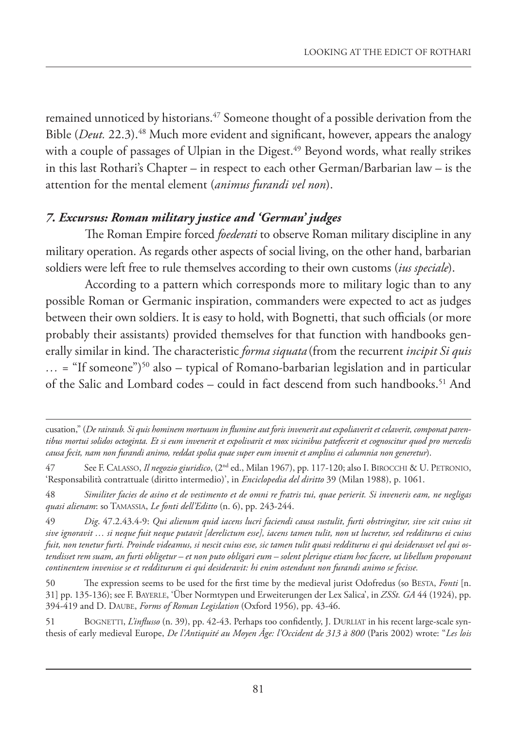remained unnoticed by historians.[47] Someone thought of a possible derivation from the Bible (*Deut.* 22.3).[48] Much more evident and significant, however, appears the analogy with a couple of passages of Ulpian in the Digest.[49] Beyond words, what really strikes in this last Rothari's Chapter – in respect to each other German/Barbarian law – is the attention for the mental element (*animus furandi vel non*).

### *7. Excursus: Roman military justice and 'German' judges*

The Roman Empire forced *foederati* to observe Roman military discipline in any military operation. As regards other aspects of social living, on the other hand, barbarian soldiers were left free to rule themselves according to their own customs (*ius speciale*).

According to a pattern which corresponds more to military logic than to any possible Roman or Germanic inspiration, commanders were expected to act as judges between their own soldiers. It is easy to hold, with Bognetti, that such officials (or more probably their assistants) provided themselves for that function with handbooks generally similar in kind. The characteristic *forma siquata* (from the recurrent *incipit Si quis* … = "If someone")[50] also – typical of Romano-barbarian legislation and in particular of the Salic and Lombard codes – could in fact descend from such handbooks.[51] And

---

cusation," (*De rairaub. Si quis hominem mortuum in flumine aut foris invenerit aut expoliaverit et celaverit, componat parentibus mortui solidos octoginta. Et si eum invenerit et expolivarit et mox vicinibus patefecerit et cognoscitur quod pro mercedis causa fecit, nam non furandi animo, reddat spolia quae super eum invenit et amplius ei calumnia non generetur*).

47 See F. Calasso, *Il negozio giuridico*, (2nd ed., Milan 1967), pp. 117-120; also I. Birocchi & U. Petronio, 'Responsabilità contrattuale (diritto intermedio)', in *Enciclopedia del diritto* 39 (Milan 1988), p. 1061.

48 *Similiter facies de asino et de vestimento et de omni re fratris tui, quae perierit. Si inveneris eam, ne negligas quasi alienam*: so Tamassia, *Le fonti dell'Editto* (n. 6), pp. 243-244.

49 *Dig*. 47.2.43.4-9: *Qui alienum quid iacens lucri faciendi causa sustulit, furti obstringitur, sive scit cuius sit sive ignoravit … si neque fuit neque putavit [derelictum esse], iacens tamen tulit, non ut lucretur, sed redditurus ei cuius fuit, non tenetur furti. Proinde videamus, si nescit cuius esse, sic tamen tulit quasi redditurus ei qui desiderasset vel qui ostendisset rem suam, an furti obligetur – et non puto obligari eum – solent plerique etiam hoc facere, ut libellum proponant continentem invenisse se et redditurum ei qui desideravit: hi enim ostendunt non furandi animo se fecisse.*

50 The expression seems to be used for the first time by the medieval jurist Odofredus (so Besta, *Fonti* [n. 31] pp. 135-136); see F. Bayerle, 'Über Normtypen und Erweiterungen der Lex Salica', in *ZSSt. GA* 44 (1924), pp. 394-419 and D. Daube, *Forms of Roman Legislation* (Oxford 1956), pp. 43-46.

51 Bognetti, *L'influsso* (n. 39), pp. 42-43. Perhaps too confidently, J. Durliat in his recent large-scale synthesis of early medieval Europe, *De l'Antiquité au Moyen Âge: l'Occident de 313 à 800* (Paris 2002) wrote: "*Les lois*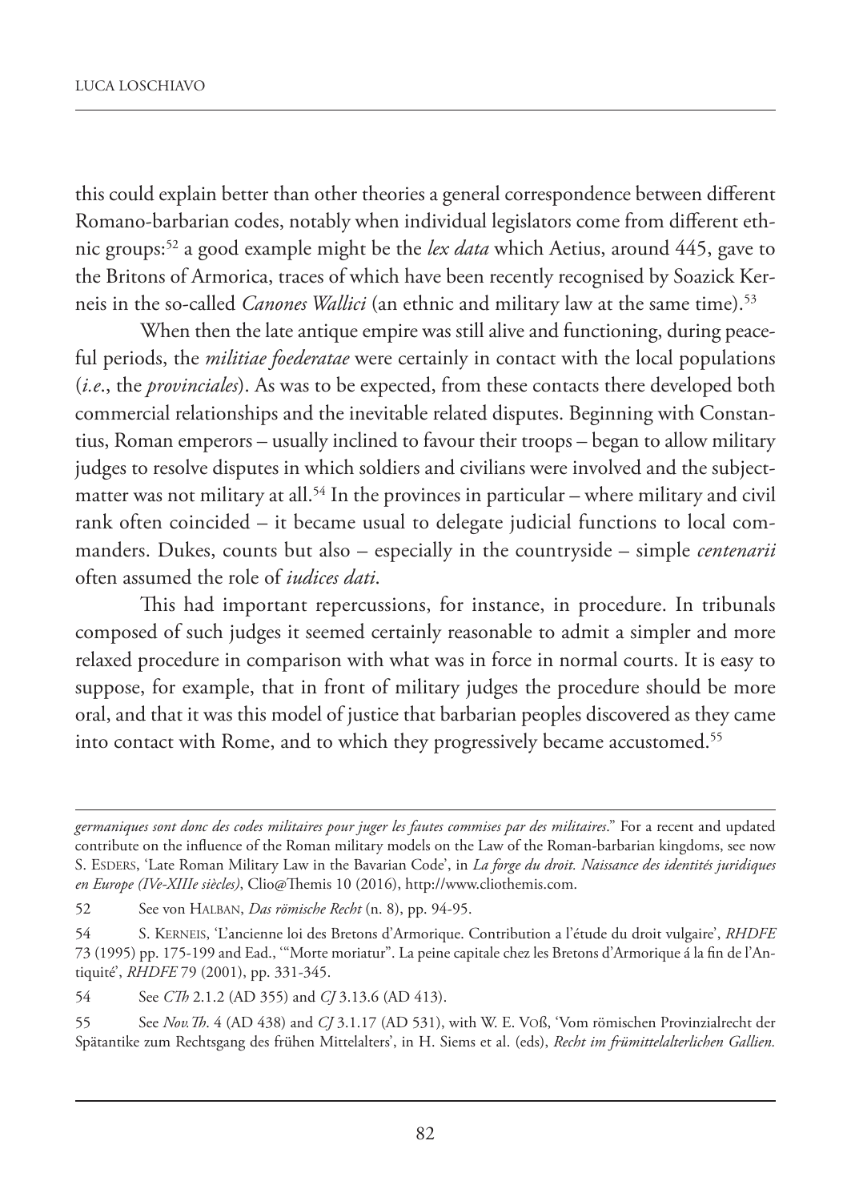this could explain better than other theories a general correspondence between different Romano-barbarian codes, notably when individual legislators come from different ethnic groups:[52] a good example might be the *lex data* which Aetius, around 445, gave to the Britons of Armorica, traces of which have been recently recognised by Soazick Kerneis in the so-called *Canones Wallici* (an ethnic and military law at the same time).[53]

When then the late antique empire was still alive and functioning, during peaceful periods, the *militiae foederatae* were certainly in contact with the local populations (*i.e*., the *provinciales*). As was to be expected, from these contacts there developed both commercial relationships and the inevitable related disputes. Beginning with Constantius, Roman emperors – usually inclined to favour their troops – began to allow military judges to resolve disputes in which soldiers and civilians were involved and the subject-matter was not military at all.[54] In the provinces in particular – where military and civil rank often coincided – it became usual to delegate judicial functions to local commanders. Dukes, counts but also – especially in the countryside – simple *centenarii* often assumed the role of *iudices dati*.

This had important repercussions, for instance, in procedure. In tribunals composed of such judges it seemed certainly reasonable to admit a simpler and more relaxed procedure in comparison with what was in force in normal courts. It is easy to suppose, for example, that in front of military judges the procedure should be more oral, and that it was this model of justice that barbarian peoples discovered as they came into contact with Rome, and to which they progressively became accustomed.[55]

---

*germaniques sont donc des codes militaires pour juger les fautes commises par des militaires*." For a recent and updated contribute on the influence of the Roman military models on the Law of the Roman-barbarian kingdoms, see now S. Esders, 'Late Roman Military Law in the Bavarian Code', in *La forge du droit. Naissance des identités juridiques en Europe (IVe-XIIIe siècles)*, Clio@Themis 10 (2016), http://www.cliothemis.com.

52 See von Halban, *Das römische Recht* (n. 8), pp. 94-95.

54 S. Kerneis, 'L'ancienne loi des Bretons d'Armorique. Contribution a l'étude du droit vulgaire', *RHDFE* 73 (1995) pp. 175-199 and Ead., '"Morte moriatur". La peine capitale chez les Bretons d'Armorique á la fin de l'Antiquité', *RHDFE* 79 (2001), pp. 331-345.

54 See *CTh* 2.1.2 (AD 355) and *CJ* 3.13.6 (AD 413).

55 See *Nov.Th*. 4 (AD 438) and *CJ* 3.1.17 (AD 531), with W. E. Voß, 'Vom römischen Provinzialrecht der Spätantike zum Rechtsgang des frühen Mittelalters', in H. Siems et al. (eds), *Recht im frümittelalterlichen Gallien.*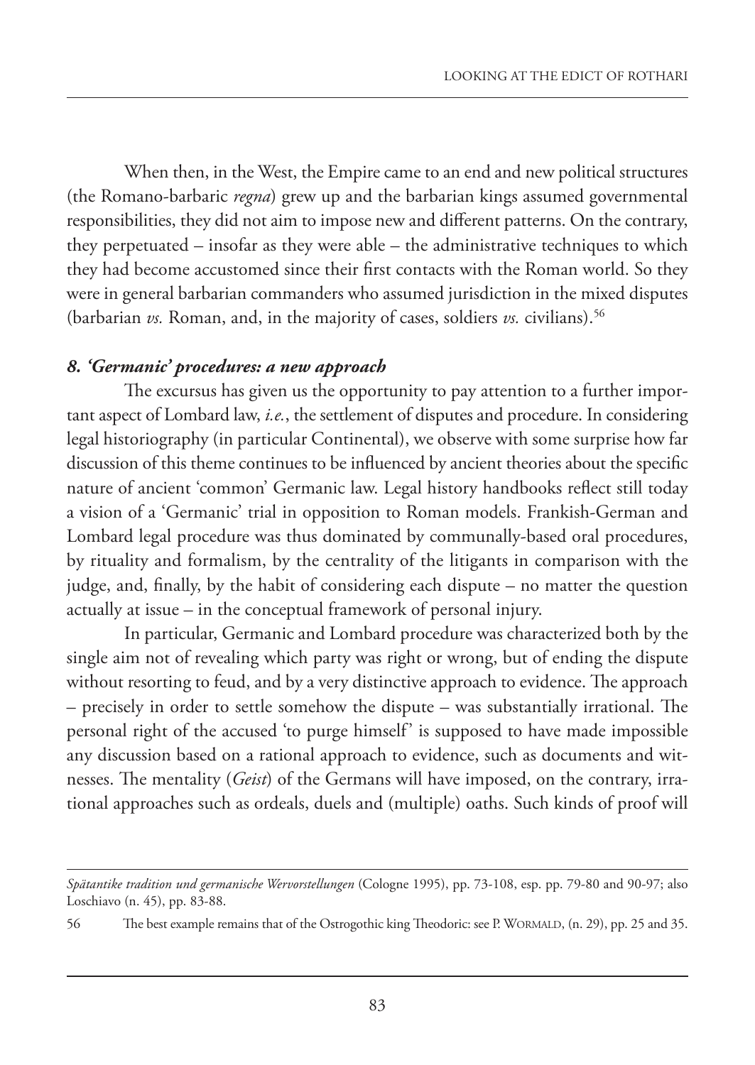When then, in the West, the Empire came to an end and new political structures (the Romano-barbaric *regna*) grew up and the barbarian kings assumed governmental responsibilities, they did not aim to impose new and different patterns. On the contrary, they perpetuated – insofar as they were able – the administrative techniques to which they had become accustomed since their first contacts with the Roman world. So they were in general barbarian commanders who assumed jurisdiction in the mixed disputes (barbarian *vs.* Roman, and, in the majority of cases, soldiers *vs.* civilians).[56]

### *8. 'Germanic' procedures: a new approach*

The excursus has given us the opportunity to pay attention to a further important aspect of Lombard law, *i.e.*, the settlement of disputes and procedure. In considering legal historiography (in particular Continental), we observe with some surprise how far discussion of this theme continues to be influenced by ancient theories about the specific nature of ancient 'common' Germanic law. Legal history handbooks reflect still today a vision of a 'Germanic' trial in opposition to Roman models. Frankish-German and Lombard legal procedure was thus dominated by communally-based oral procedures, by rituality and formalism, by the centrality of the litigants in comparison with the judge, and, finally, by the habit of considering each dispute – no matter the question actually at issue – in the conceptual framework of personal injury.

In particular, Germanic and Lombard procedure was characterized both by the single aim not of revealing which party was right or wrong, but of ending the dispute without resorting to feud, and by a very distinctive approach to evidence. The approach – precisely in order to settle somehow the dispute – was substantially irrational. The personal right of the accused 'to purge himself' is supposed to have made impossible any discussion based on a rational approach to evidence, such as documents and witnesses. The mentality (*Geist*) of the Germans will have imposed, on the contrary, irrational approaches such as ordeals, duels and (multiple) oaths. Such kinds of proof will

---

*Spätantike tradition und germanische Wervorstellungen* (Cologne 1995), pp. 73-108, esp. pp. 79-80 and 90-97; also Loschiavo (n. 45), pp. 83-88.

56 The best example remains that of the Ostrogothic king Theodoric: see P. WORMALD, (n. 29), pp. 25 and 35.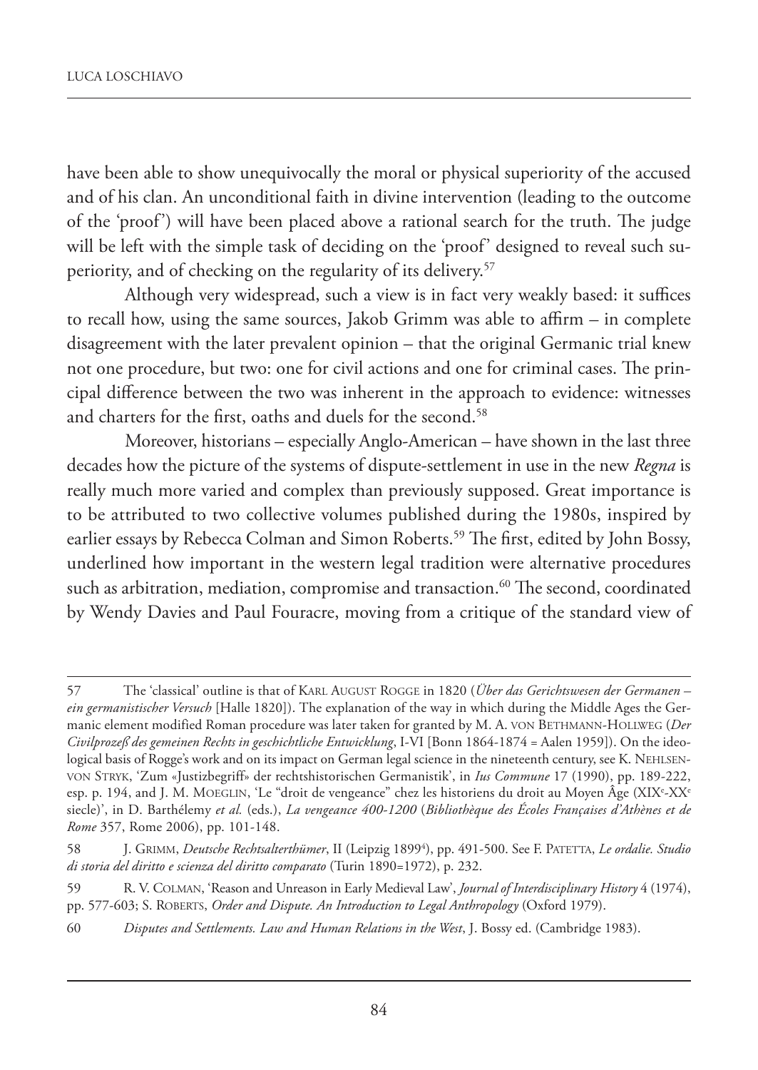have been able to show unequivocally the moral or physical superiority of the accused and of his clan. An unconditional faith in divine intervention (leading to the outcome of the 'proof') will have been placed above a rational search for the truth. The judge will be left with the simple task of deciding on the 'proof' designed to reveal such superiority, and of checking on the regularity of its delivery.[57]

Although very widespread, such a view is in fact very weakly based: it suffices to recall how, using the same sources, Jakob Grimm was able to affirm – in complete disagreement with the later prevalent opinion – that the original Germanic trial knew not one procedure, but two: one for civil actions and one for criminal cases. The principal difference between the two was inherent in the approach to evidence: witnesses and charters for the first, oaths and duels for the second.[58]

Moreover, historians – especially Anglo-American – have shown in the last three decades how the picture of the systems of dispute-settlement in use in the new *Regna* is really much more varied and complex than previously supposed. Great importance is to be attributed to two collective volumes published during the 1980s, inspired by earlier essays by Rebecca Colman and Simon Roberts.[59] The first, edited by John Bossy, underlined how important in the western legal tradition were alternative procedures such as arbitration, mediation, compromise and transaction.[60] The second, coordinated by Wendy Davies and Paul Fouracre, moving from a critique of the standard view of

---

57 The 'classical' outline is that of Karl August Rogge in 1820 (*Über das Gerichtswesen der Germanen – ein germanistischer Versuch* [Halle 1820]). The explanation of the way in which during the Middle Ages the Germanic element modified Roman procedure was later taken for granted by M. A. von Bethmann-Hollweg (*Der Civilprozeß des gemeinen Rechts in geschichtliche Entwicklung*, I-VI [Bonn 1864-1874 = Aalen 1959]). On the ideological basis of Rogge's work and on its impact on German legal science in the nineteenth century, see K. Nehlsen-von Stryk, 'Zum «Justizbegriff» der rechtshistorischen Germanistik', in *Ius Commune* 17 (1990), pp. 189-222, esp. p. 194, and J. M. Moeglin, 'Le "droit de vengeance" chez les historiens du droit au Moyen Âge (XIX[e]-XX[e] siecle)', in D. Barthélemy *et al.* (eds.), *La vengeance 400-1200* (*Bibliothèque des Écoles Françaises d'Athènes et de Rome* 357, Rome 2006), pp. 101-148.

58 J. Grimm, *Deutsche Rechtsalterthümer*, II (Leipzig 1899[4]), pp. 491-500. See F. Patetta, *Le ordalie. Studio di storia del diritto e scienza del diritto comparato* (Turin 1890=1972), p. 232.

59 R. V. Colman, 'Reason and Unreason in Early Medieval Law', *Journal of Interdisciplinary History* 4 (1974), pp. 577-603; S. Roberts, *Order and Dispute. An Introduction to Legal Anthropology* (Oxford 1979).

60 *Disputes and Settlements. Law and Human Relations in the West*, J. Bossy ed. (Cambridge 1983).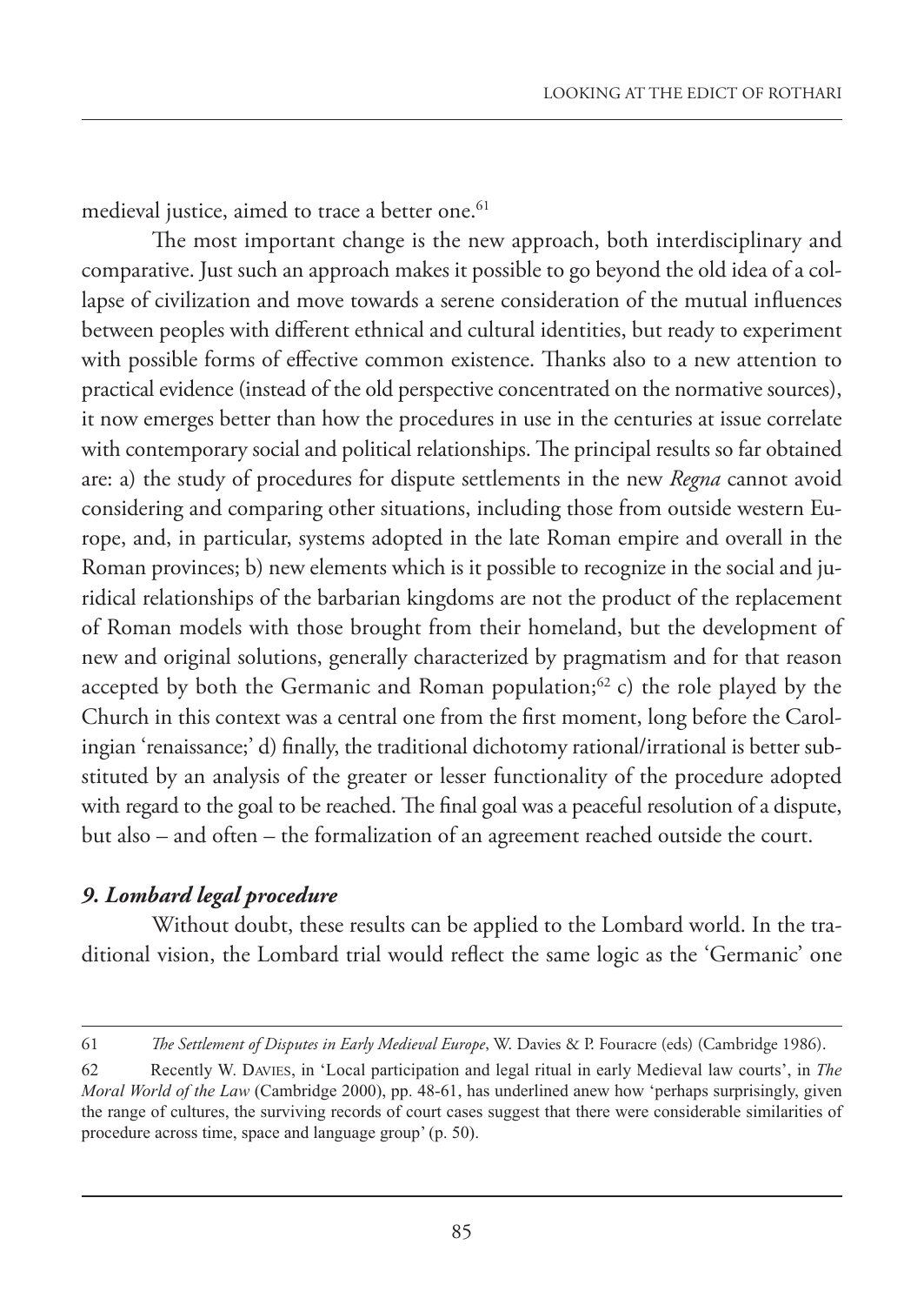medieval justice, aimed to trace a better one.[61]

The most important change is the new approach, both interdisciplinary and comparative. Just such an approach makes it possible to go beyond the old idea of a collapse of civilization and move towards a serene consideration of the mutual influences between peoples with different ethnical and cultural identities, but ready to experiment with possible forms of effective common existence. Thanks also to a new attention to practical evidence (instead of the old perspective concentrated on the normative sources), it now emerges better than how the procedures in use in the centuries at issue correlate with contemporary social and political relationships. The principal results so far obtained are: a) the study of procedures for dispute settlements in the new *Regna* cannot avoid considering and comparing other situations, including those from outside western Europe, and, in particular, systems adopted in the late Roman empire and overall in the Roman provinces; b) new elements which is it possible to recognize in the social and juridical relationships of the barbarian kingdoms are not the product of the replacement of Roman models with those brought from their homeland, but the development of new and original solutions, generally characterized by pragmatism and for that reason accepted by both the Germanic and Roman population;[62] c) the role played by the Church in this context was a central one from the first moment, long before the Carolingian 'renaissance;' d) finally, the traditional dichotomy rational/irrational is better substituted by an analysis of the greater or lesser functionality of the procedure adopted with regard to the goal to be reached. The final goal was a peaceful resolution of a dispute, but also – and often – the formalization of an agreement reached outside the court.

### *9. Lombard legal procedure*

Without doubt, these results can be applied to the Lombard world. In the traditional vision, the Lombard trial would reflect the same logic as the 'Germanic' one

---

61 *The Settlement of Disputes in Early Medieval Europe*, W. Davies & P. Fouracre (eds) (Cambridge 1986).

62 Recently W. Davies, in 'Local participation and legal ritual in early Medieval law courts', in *The Moral World of the Law* (Cambridge 2000), pp. 48-61, has underlined anew how 'perhaps surprisingly, given the range of cultures, the surviving records of court cases suggest that there were considerable similarities of procedure across time, space and language group' (p. 50).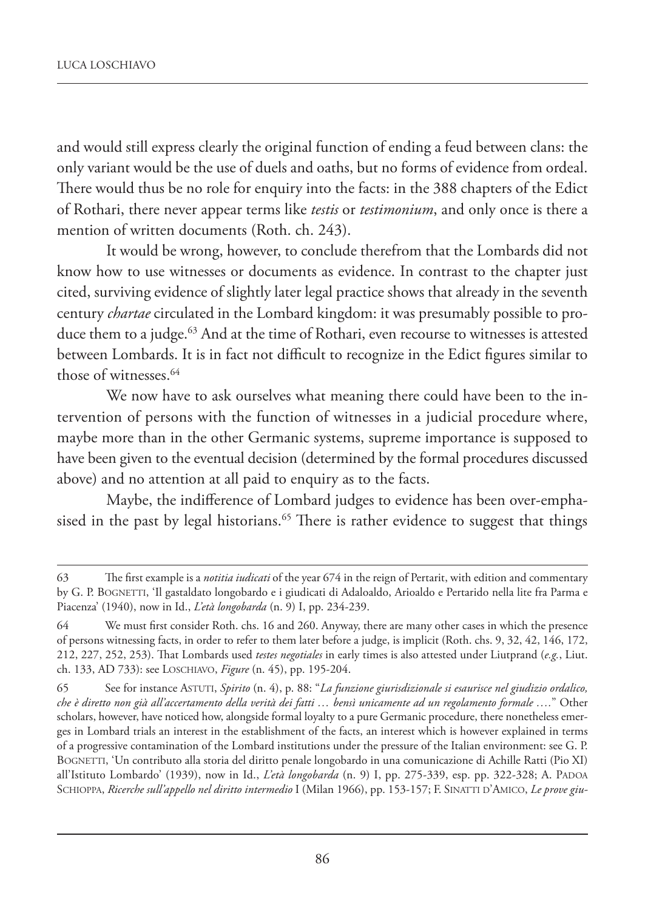and would still express clearly the original function of ending a feud between clans: the only variant would be the use of duels and oaths, but no forms of evidence from ordeal. There would thus be no role for enquiry into the facts: in the 388 chapters of the Edict of Rothari, there never appear terms like *testis* or *testimonium*, and only once is there a mention of written documents (Roth. ch. 243).

It would be wrong, however, to conclude therefrom that the Lombards did not know how to use witnesses or documents as evidence. In contrast to the chapter just cited, surviving evidence of slightly later legal practice shows that already in the seventh century *chartae* circulated in the Lombard kingdom: it was presumably possible to produce them to a judge.[63] And at the time of Rothari, even recourse to witnesses is attested between Lombards. It is in fact not difficult to recognize in the Edict figures similar to those of witnesses.[64]

We now have to ask ourselves what meaning there could have been to the intervention of persons with the function of witnesses in a judicial procedure where, maybe more than in the other Germanic systems, supreme importance is supposed to have been given to the eventual decision (determined by the formal procedures discussed above) and no attention at all paid to enquiry as to the facts.

Maybe, the indifference of Lombard judges to evidence has been over-emphasised in the past by legal historians.[65] There is rather evidence to suggest that things

---

63 The first example is a *notitia iudicati* of the year 674 in the reign of Pertarit, with edition and commentary by G. P. Bognetti, 'Il gastaldato longobardo e i giudicati di Adaloaldo, Arioaldo e Pertarido nella lite fra Parma e Piacenza' (1940), now in Id., *L'età longobarda* (n. 9) I, pp. 234-239.

64 We must first consider Roth. chs. 16 and 260. Anyway, there are many other cases in which the presence of persons witnessing facts, in order to refer to them later before a judge, is implicit (Roth. chs. 9, 32, 42, 146, 172, 212, 227, 252, 253). That Lombards used *testes negotiales* in early times is also attested under Liutprand (*e.g.*, Liut. ch. 133, AD 733): see Loschiavo, *Figure* (n. 45), pp. 195-204.

65 See for instance Astuti, *Spirito* (n. 4), p. 88: "*La funzione giurisdizionale si esaurisce nel giudizio ordalico, che è diretto non già all'accertamento della verità dei fatti … bensì unicamente ad un regolamento formale ….*" Other scholars, however, have noticed how, alongside formal loyalty to a pure Germanic procedure, there nonetheless emerges in Lombard trials an interest in the establishment of the facts, an interest which is however explained in terms of a progressive contamination of the Lombard institutions under the pressure of the Italian environment: see G. P. Bognetti, 'Un contributo alla storia del diritto penale longobardo in una comunicazione di Achille Ratti (Pio XI) all'Istituto Lombardo' (1939), now in Id., *L'età longobarda* (n. 9) I, pp. 275-339, esp. pp. 322-328; A. Padoa Schioppa, *Ricerche sull'appello nel diritto intermedio* I (Milan 1966), pp. 153-157; F. Sinatti d'Amico, *Le prove giu-*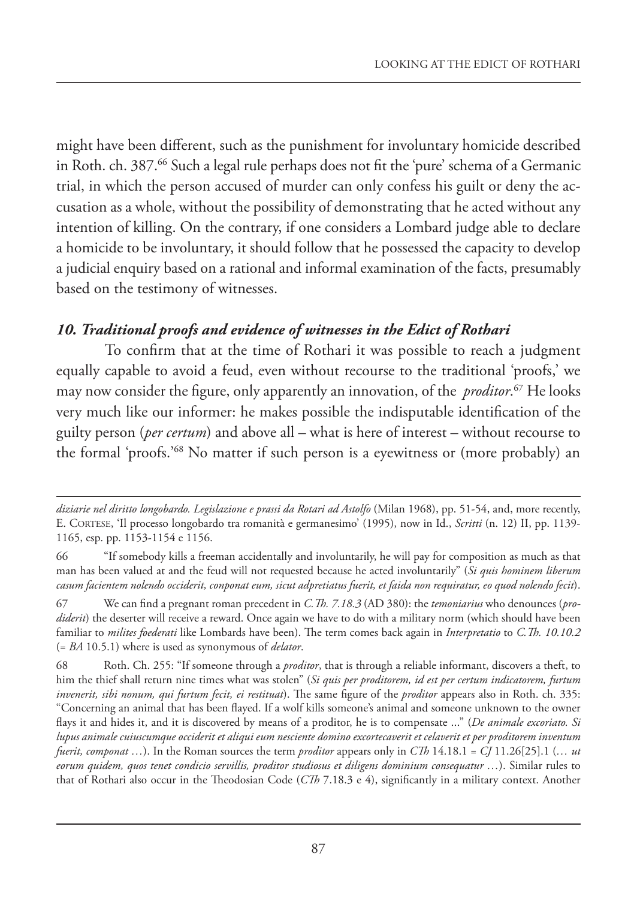might have been different, such as the punishment for involuntary homicide described in Roth. ch. 387.[66] Such a legal rule perhaps does not fit the 'pure' schema of a Germanic trial, in which the person accused of murder can only confess his guilt or deny the accusation as a whole, without the possibility of demonstrating that he acted without any intention of killing. On the contrary, if one considers a Lombard judge able to declare a homicide to be involuntary, it should follow that he possessed the capacity to develop a judicial enquiry based on a rational and informal examination of the facts, presumably based on the testimony of witnesses.

### *10. Traditional proofs and evidence of witnesses in the Edict of Rothari*

To confirm that at the time of Rothari it was possible to reach a judgment equally capable to avoid a feud, even without recourse to the traditional 'proofs,' we may now consider the figure, only apparently an innovation, of the *proditor*.[67] He looks very much like our informer: he makes possible the indisputable identification of the guilty person (*per certum*) and above all – what is here of interest – without recourse to the formal 'proofs.'[68] No matter if such person is a eyewitness or (more probably) an

---

*diziarie nel diritto longobardo. Legislazione e prassi da Rotari ad Astolfo* (Milan 1968), pp. 51-54, and, more recently, E. Cortese, 'Il processo longobardo tra romanità e germanesimo' (1995), now in Id., *Scritti* (n. 12) II, pp. 1139-1165, esp. pp. 1153-1154 e 1156.

66 "If somebody kills a freeman accidentally and involuntarily, he will pay for composition as much as that man has been valued at and the feud will not requested because he acted involuntarily" (*Si quis hominem liberum casum facientem nolendo occiderit, conponat eum, sicut adpretiatus fuerit, et faida non requiratur, eo quod nolendo fecit*).

67 We can find a pregnant roman precedent in *C.Th. 7.18.3* (AD 380): the *temoniarius* who denounces (*prodiderit*) the deserter will receive a reward. Once again we have to do with a military norm (which should have been familiar to *milites foederati* like Lombards have been). The term comes back again in *Interpretatio* to *C.Th. 10.10.2* (= *BA* 10.5.1) where is used as synonymous of *delator*.

68 Roth. Ch. 255: "If someone through a *proditor*, that is through a reliable informant, discovers a theft, to him the thief shall return nine times what was stolen" (*Si quis per proditorem, id est per certum indicatorem, furtum invenerit, sibi nonum, qui furtum fecit, ei restituat*). The same figure of the *proditor* appears also in Roth. ch. 335: "Concerning an animal that has been flayed. If a wolf kills someone's animal and someone unknown to the owner flays it and hides it, and it is discovered by means of a proditor, he is to compensate ..." (*De animale excoriato. Si lupus animale cuiuscumque occiderit et aliqui eum nesciente domino excortecaverit et celaverit et per proditorem inventum fuerit, componat …*). In the Roman sources the term *proditor* appears only in *CTh* 14.18.1 = *CJ* 11.26[25].1 (*… ut eorum quidem, quos tenet condicio servillis, proditor studiosus et diligens dominium consequatur …*). Similar rules to that of Rothari also occur in the Theodosian Code (*CTh* 7.18.3 e 4), significantly in a military context. Another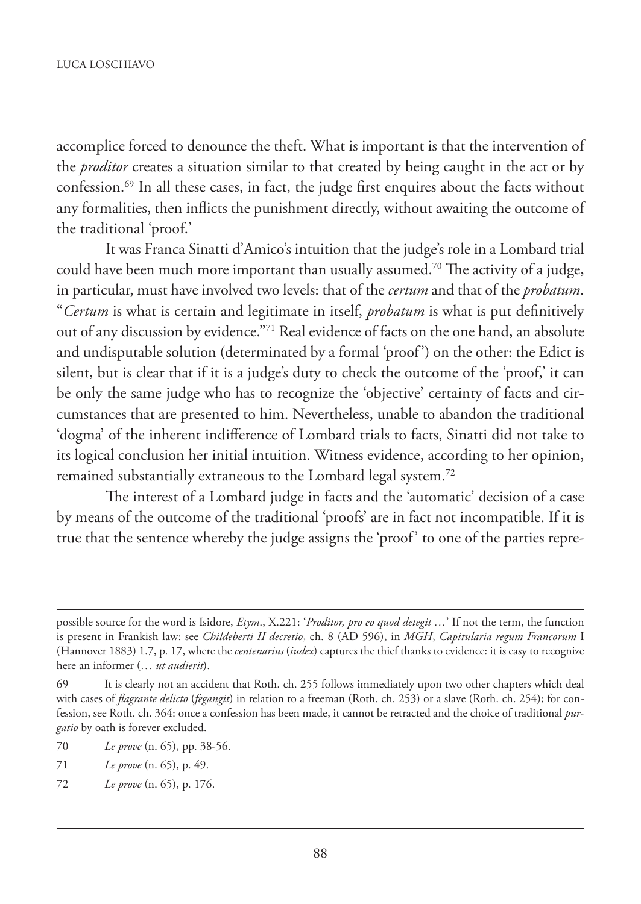accomplice forced to denounce the theft. What is important is that the intervention of the *proditor* creates a situation similar to that created by being caught in the act or by confession.[69] In all these cases, in fact, the judge first enquires about the facts without any formalities, then inflicts the punishment directly, without awaiting the outcome of the traditional 'proof.'

It was Franca Sinatti d'Amico's intuition that the judge's role in a Lombard trial could have been much more important than usually assumed.[70] The activity of a judge, in particular, must have involved two levels: that of the *certum* and that of the *probatum*. "*Certum* is what is certain and legitimate in itself, *probatum* is what is put definitively out of any discussion by evidence."[71] Real evidence of facts on the one hand, an absolute and undisputable solution (determinated by a formal 'proof') on the other: the Edict is silent, but is clear that if it is a judge's duty to check the outcome of the 'proof,' it can be only the same judge who has to recognize the 'objective' certainty of facts and circumstances that are presented to him. Nevertheless, unable to abandon the traditional 'dogma' of the inherent indifference of Lombard trials to facts, Sinatti did not take to its logical conclusion her initial intuition. Witness evidence, according to her opinion, remained substantially extraneous to the Lombard legal system.[72]

The interest of a Lombard judge in facts and the 'automatic' decision of a case by means of the outcome of the traditional 'proofs' are in fact not incompatible. If it is true that the sentence whereby the judge assigns the 'proof' to one of the parties repre-

---

possible source for the word is Isidore, *Etym*., X.221: '*Proditor, pro eo quod detegit …*' If not the term, the function is present in Frankish law: see *Childeberti II decretio*, ch. 8 (AD 596), in *MGH*, *Capitularia regum Francorum* I (Hannover 1883) 1.7, p. 17, where the *centenarius* (*iudex*) captures the thief thanks to evidence: it is easy to recognize here an informer (*… ut audierit*).

69 It is clearly not an accident that Roth. ch. 255 follows immediately upon two other chapters which deal with cases of *flagrante delicto* (*fegangit*) in relation to a freeman (Roth. ch. 253) or a slave (Roth. ch. 254); for confession, see Roth. ch. 364: once a confession has been made, it cannot be retracted and the choice of traditional *purgatio* by oath is forever excluded.

70 *Le prove* (n. 65), pp. 38-56.

71 *Le prove* (n. 65), p. 49.

72 *Le prove* (n. 65), p. 176.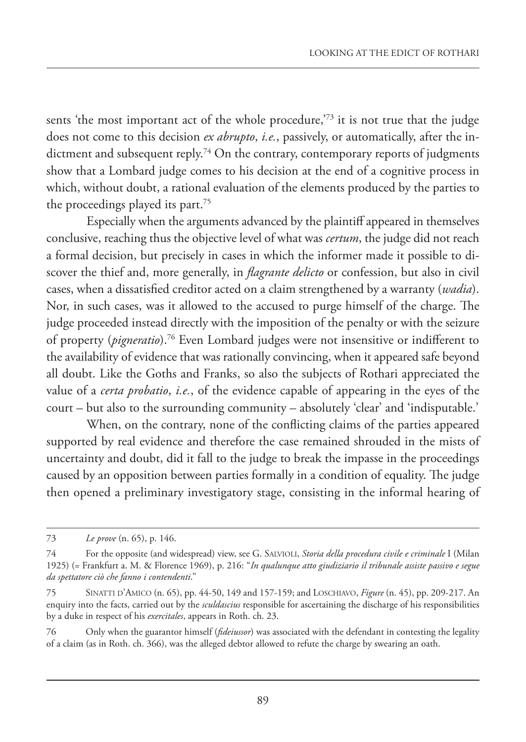sents 'the most important act of the whole procedure,'[73] it is not true that the judge does not come to this decision *ex abrupto*, *i.e.*, passively, or automatically, after the indictment and subsequent reply.[74] On the contrary, contemporary reports of judgments show that a Lombard judge comes to his decision at the end of a cognitive process in which, without doubt, a rational evaluation of the elements produced by the parties to the proceedings played its part.[75]

Especially when the arguments advanced by the plaintiff appeared in themselves conclusive, reaching thus the objective level of what was *certum*, the judge did not reach a formal decision, but precisely in cases in which the informer made it possible to discover the thief and, more generally, in *flagrante delicto* or confession, but also in civil cases, when a dissatisfied creditor acted on a claim strengthened by a warranty (*wadia*). Nor, in such cases, was it allowed to the accused to purge himself of the charge. The judge proceeded instead directly with the imposition of the penalty or with the seizure of property (*pigneratio*).[76] Even Lombard judges were not insensitive or indifferent to the availability of evidence that was rationally convincing, when it appeared safe beyond all doubt. Like the Goths and Franks, so also the subjects of Rothari appreciated the value of a *certa probatio*, *i.e.*, of the evidence capable of appearing in the eyes of the court – but also to the surrounding community – absolutely 'clear' and 'indisputable.'

When, on the contrary, none of the conflicting claims of the parties appeared supported by real evidence and therefore the case remained shrouded in the mists of uncertainty and doubt, did it fall to the judge to break the impasse in the proceedings caused by an opposition between parties formally in a condition of equality. The judge then opened a preliminary investigatory stage, consisting in the informal hearing of

---

73 *Le prove* (n. 65), p. 146.

74 For the opposite (and widespread) view, see G. SALVIOLI, *Storia della procedura civile e criminale* I (Milan 1925) (= Frankfurt a. M. & Florence 1969), p. 216: "*In qualunque atto giudiziario il tribunale assiste passivo e segue da spettatore ciò che fanno i contendenti*."

75 SINATTI D'AMICO (n. 65), pp. 44-50, 149 and 157-159; and LOSCHIAVO, *Figure* (n. 45), pp. 209-217. An enquiry into the facts, carried out by the *sculdascius* responsible for ascertaining the discharge of his responsibilities by a duke in respect of his *exercitales*, appears in Roth. ch. 23.

76 Only when the guarantor himself (*fideiussor*) was associated with the defendant in contesting the legality of a claim (as in Roth. ch. 366), was the alleged debtor allowed to refute the charge by swearing an oath.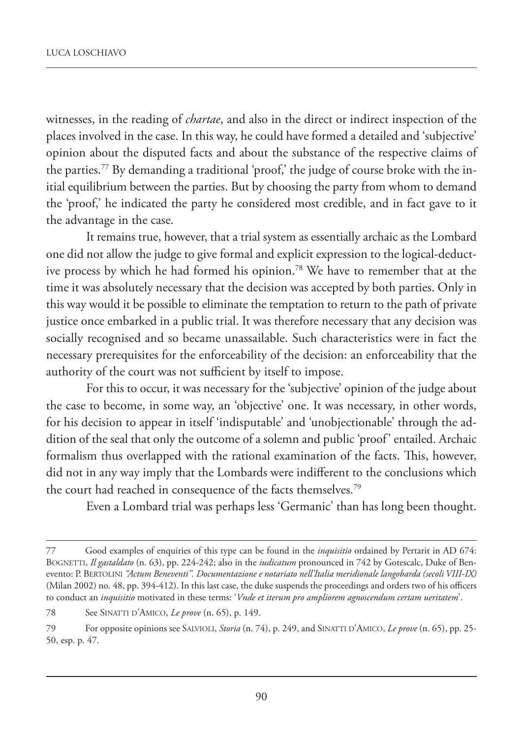witnesses, in the reading of *chartae*, and also in the direct or indirect inspection of the places involved in the case. In this way, he could have formed a detailed and 'subjective' opinion about the disputed facts and about the substance of the respective claims of the parties.[77] By demanding a traditional 'proof,' the judge of course broke with the initial equilibrium between the parties. But by choosing the party from whom to demand the 'proof,' he indicated the party he considered most credible, and in fact gave to it the advantage in the case.

It remains true, however, that a trial system as essentially archaic as the Lombard one did not allow the judge to give formal and explicit expression to the logical-deductive process by which he had formed his opinion.[78] We have to remember that at the time it was absolutely necessary that the decision was accepted by both parties. Only in this way would it be possible to eliminate the temptation to return to the path of private justice once embarked in a public trial. It was therefore necessary that any decision was socially recognised and so became unassailable. Such characteristics were in fact the necessary prerequisites for the enforceability of the decision: an enforceability that the authority of the court was not sufficient by itself to impose.

For this to occur, it was necessary for the 'subjective' opinion of the judge about the case to become, in some way, an 'objective' one. It was necessary, in other words, for his decision to appear in itself 'indisputable' and 'unobjectionable' through the addition of the seal that only the outcome of a solemn and public 'proof' entailed. Archaic formalism thus overlapped with the rational examination of the facts. This, however, did not in any way imply that the Lombards were indifferent to the conclusions which the court had reached in consequence of the facts themselves.[79]

Even a Lombard trial was perhaps less 'Germanic' than has long been thought.

---

77 Good examples of enquiries of this type can be found in the *inquisitio* ordained by Pertarit in AD 674: BOGNETTI, *Il gastaldato* (n. 63), pp. 224-242; also in the *iudicatum* pronounced in 742 by Gotescalc, Duke of Benevento: P. BERTOLINI *"Actum Beneventi". Documentazione e notariato nell'Italia meridionale langobarda (secoli VIII-IX)* (Milan 2002) no. 48, pp. 394-412). In this last case, the duke suspends the proceedings and orders two of his officers to conduct an *inquisitio* motivated in these terms: '*Vnde et iterum pro ampliorem agnoscendum certam ueritatem*'.

78 See SINATTI D'AMICO, *Le prove* (n. 65), p. 149.

79 For opposite opinions see SALVIOLI, *Storia* (n. 74), p. 249, and SINATTI D'AMICO, *Le prove* (n. 65), pp. 25-50, esp. p. 47.